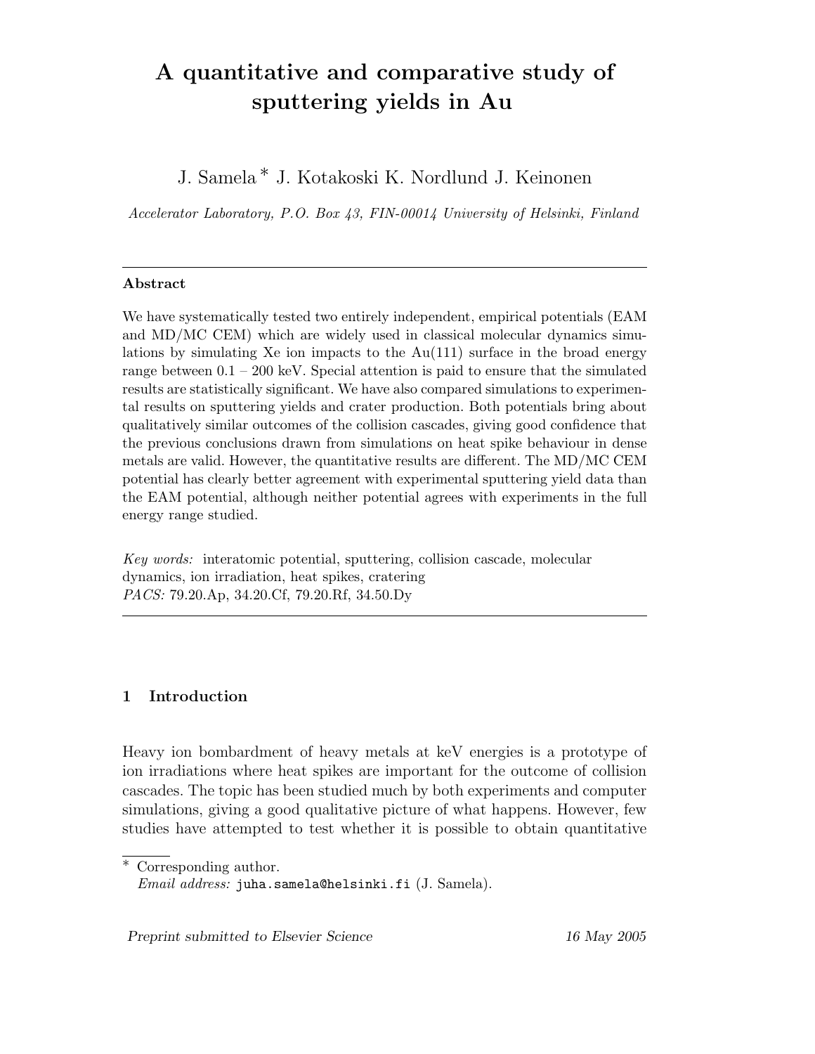# A quantitative and comparative study of sputtering yields in Au

J. Samela [*] J. Kotakoski K. Nordlund J. Keinonen

*Accelerator Laboratory, P.O. Box 43, FIN-00014 University of Helsinki, Finland*

---

**Abstract**

We have systematically tested two entirely independent, empirical potentials (EAM and MD/MC CEM) which are widely used in classical molecular dynamics simulations by simulating Xe ion impacts to the Au(111) surface in the broad energy range between 0.1 – 200 keV. Special attention is paid to ensure that the simulated results are statistically significant. We have also compared simulations to experimental results on sputtering yields and crater production. Both potentials bring about qualitatively similar outcomes of the collision cascades, giving good confidence that the previous conclusions drawn from simulations on heat spike behaviour in dense metals are valid. However, the quantitative results are different. The MD/MC CEM potential has clearly better agreement with experimental sputtering yield data than the EAM potential, although neither potential agrees with experiments in the full energy range studied.

*Key words:* interatomic potential, sputtering, collision cascade, molecular dynamics, ion irradiation, heat spikes, cratering
*PACS:* 79.20.Ap, 34.20.Cf, 79.20.Rf, 34.50.Dy

---

## 1 Introduction

Heavy ion bombardment of heavy metals at keV energies is a prototype of ion irradiations where heat spikes are important for the outcome of collision cascades. The topic has been studied much by both experiments and computer simulations, giving a good qualitative picture of what happens. However, few studies have attempted to test whether it is possible to obtain quantitative

[*] Corresponding author.
*Email address:* juha.samela@helsinki.fi (J. Samela).

Preprint submitted to Elsevier Science 16 May 2005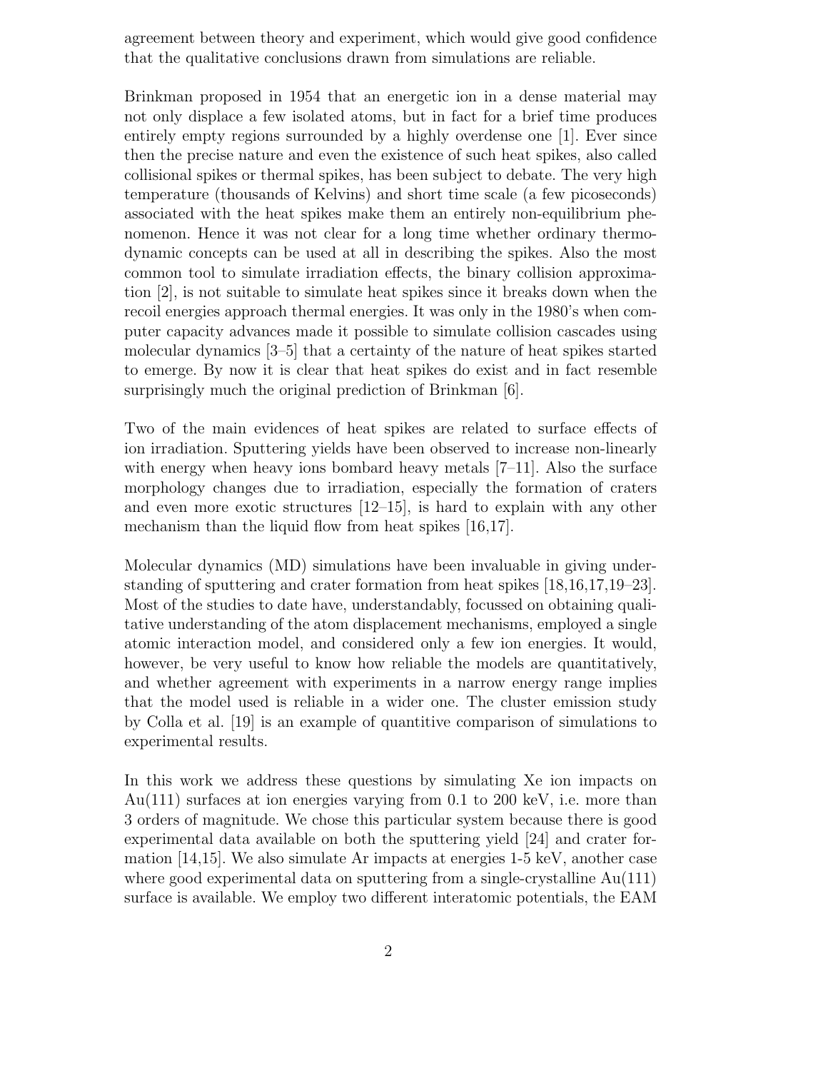agreement between theory and experiment, which would give good confidence that the qualitative conclusions drawn from simulations are reliable.

Brinkman proposed in 1954 that an energetic ion in a dense material may not only displace a few isolated atoms, but in fact for a brief time produces entirely empty regions surrounded by a highly overdense one [1]. Ever since then the precise nature and even the existence of such heat spikes, also called collisional spikes or thermal spikes, has been subject to debate. The very high temperature (thousands of Kelvins) and short time scale (a few picoseconds) associated with the heat spikes make them an entirely non-equilibrium phenomenon. Hence it was not clear for a long time whether ordinary thermodynamic concepts can be used at all in describing the spikes. Also the most common tool to simulate irradiation effects, the binary collision approximation [2], is not suitable to simulate heat spikes since it breaks down when the recoil energies approach thermal energies. It was only in the 1980's when computer capacity advances made it possible to simulate collision cascades using molecular dynamics [3–5] that a certainty of the nature of heat spikes started to emerge. By now it is clear that heat spikes do exist and in fact resemble surprisingly much the original prediction of Brinkman [6].

Two of the main evidences of heat spikes are related to surface effects of ion irradiation. Sputtering yields have been observed to increase non-linearly with energy when heavy ions bombard heavy metals [7–11]. Also the surface morphology changes due to irradiation, especially the formation of craters and even more exotic structures [12–15], is hard to explain with any other mechanism than the liquid flow from heat spikes [16,17].

Molecular dynamics (MD) simulations have been invaluable in giving understanding of sputtering and crater formation from heat spikes [18,16,17,19–23]. Most of the studies to date have, understandably, focussed on obtaining qualitative understanding of the atom displacement mechanisms, employed a single atomic interaction model, and considered only a few ion energies. It would, however, be very useful to know how reliable the models are quantitatively, and whether agreement with experiments in a narrow energy range implies that the model used is reliable in a wider one. The cluster emission study by Colla et al. [19] is an example of quantitive comparison of simulations to experimental results.

In this work we address these questions by simulating Xe ion impacts on Au(111) surfaces at ion energies varying from 0.1 to 200 keV, i.e. more than 3 orders of magnitude. We chose this particular system because there is good experimental data available on both the sputtering yield [24] and crater formation [14,15]. We also simulate Ar impacts at energies 1-5 keV, another case where good experimental data on sputtering from a single-crystalline Au(111) surface is available. We employ two different interatomic potentials, the EAM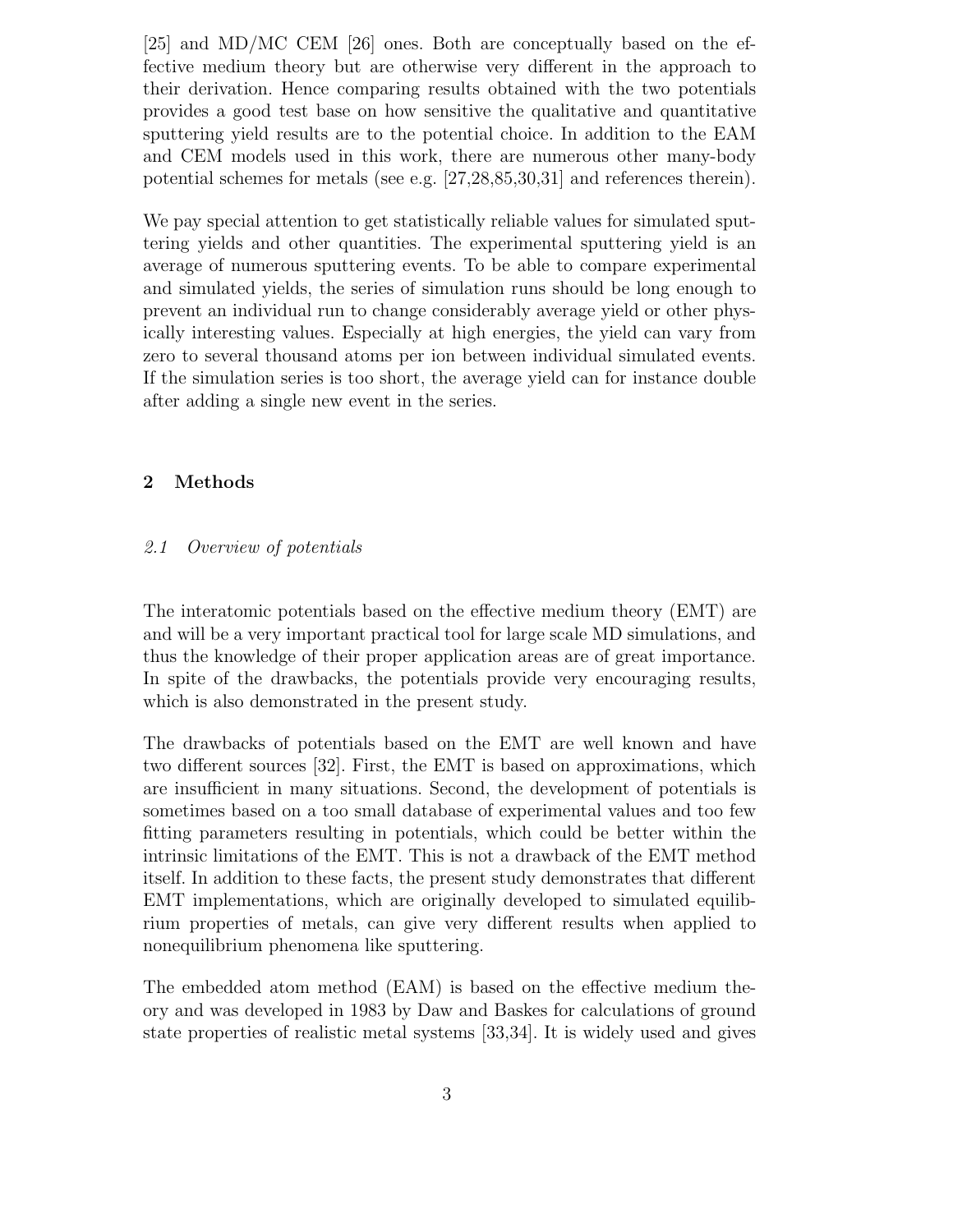[25] and MD/MC CEM [26] ones. Both are conceptually based on the effective medium theory but are otherwise very different in the approach to their derivation. Hence comparing results obtained with the two potentials provides a good test base on how sensitive the qualitative and quantitative sputtering yield results are to the potential choice. In addition to the EAM and CEM models used in this work, there are numerous other many-body potential schemes for metals (see e.g. [27,28,85,30,31] and references therein).

We pay special attention to get statistically reliable values for simulated sputtering yields and other quantities. The experimental sputtering yield is an average of numerous sputtering events. To be able to compare experimental and simulated yields, the series of simulation runs should be long enough to prevent an individual run to change considerably average yield or other physically interesting values. Especially at high energies, the yield can vary from zero to several thousand atoms per ion between individual simulated events. If the simulation series is too short, the average yield can for instance double after adding a single new event in the series.

## 2 Methods

### *2.1 Overview of potentials*

The interatomic potentials based on the effective medium theory (EMT) are and will be a very important practical tool for large scale MD simulations, and thus the knowledge of their proper application areas are of great importance. In spite of the drawbacks, the potentials provide very encouraging results, which is also demonstrated in the present study.

The drawbacks of potentials based on the EMT are well known and have two different sources [32]. First, the EMT is based on approximations, which are insufficient in many situations. Second, the development of potentials is sometimes based on a too small database of experimental values and too few fitting parameters resulting in potentials, which could be better within the intrinsic limitations of the EMT. This is not a drawback of the EMT method itself. In addition to these facts, the present study demonstrates that different EMT implementations, which are originally developed to simulated equilibrium properties of metals, can give very different results when applied to nonequilibrium phenomena like sputtering.

The embedded atom method (EAM) is based on the effective medium theory and was developed in 1983 by Daw and Baskes for calculations of ground state properties of realistic metal systems [33,34]. It is widely used and gives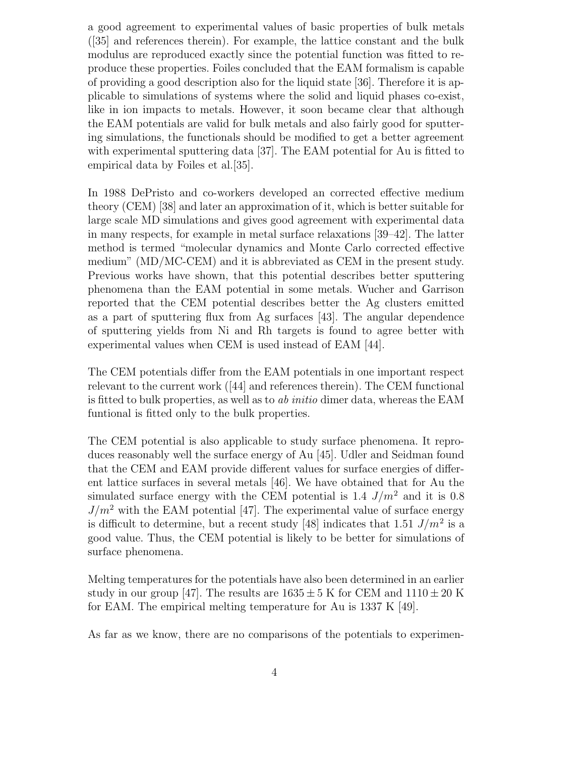a good agreement to experimental values of basic properties of bulk metals ([35] and references therein). For example, the lattice constant and the bulk modulus are reproduced exactly since the potential function was fitted to reproduce these properties. Foiles concluded that the EAM formalism is capable of providing a good description also for the liquid state [36]. Therefore it is applicable to simulations of systems where the solid and liquid phases co-exist, like in ion impacts to metals. However, it soon became clear that although the EAM potentials are valid for bulk metals and also fairly good for sputtering simulations, the functionals should be modified to get a better agreement with experimental sputtering data [37]. The EAM potential for Au is fitted to empirical data by Foiles et al.[35].

In 1988 DePristo and co-workers developed an corrected effective medium theory (CEM) [38] and later an approximation of it, which is better suitable for large scale MD simulations and gives good agreement with experimental data in many respects, for example in metal surface relaxations [39–42]. The latter method is termed "molecular dynamics and Monte Carlo corrected effective medium" (MD/MC-CEM) and it is abbreviated as CEM in the present study. Previous works have shown, that this potential describes better sputtering phenomena than the EAM potential in some metals. Wucher and Garrison reported that the CEM potential describes better the Ag clusters emitted as a part of sputtering flux from Ag surfaces [43]. The angular dependence of sputtering yields from Ni and Rh targets is found to agree better with experimental values when CEM is used instead of EAM [44].

The CEM potentials differ from the EAM potentials in one important respect relevant to the current work ([44] and references therein). The CEM functional is fitted to bulk properties, as well as to *ab initio* dimer data, whereas the EAM funtional is fitted only to the bulk properties.

The CEM potential is also applicable to study surface phenomena. It reproduces reasonably well the surface energy of Au [45]. Udler and Seidman found that the CEM and EAM provide different values for surface energies of different lattice surfaces in several metals [46]. We have obtained that for Au the simulated surface energy with the CEM potential is 1.4 $J/m^2$ and it is 0.8 $J/m^2$ with the EAM potential [47]. The experimental value of surface energy is difficult to determine, but a recent study [48] indicates that 1.51 $J/m^2$ is a good value. Thus, the CEM potential is likely to be better for simulations of surface phenomena.

Melting temperatures for the potentials have also been determined in an earlier study in our group [47]. The results are $1635 \pm 5$ K for CEM and $1110 \pm 20$ K for EAM. The empirical melting temperature for Au is 1337 K [49].

As far as we know, there are no comparisons of the potentials to experimen-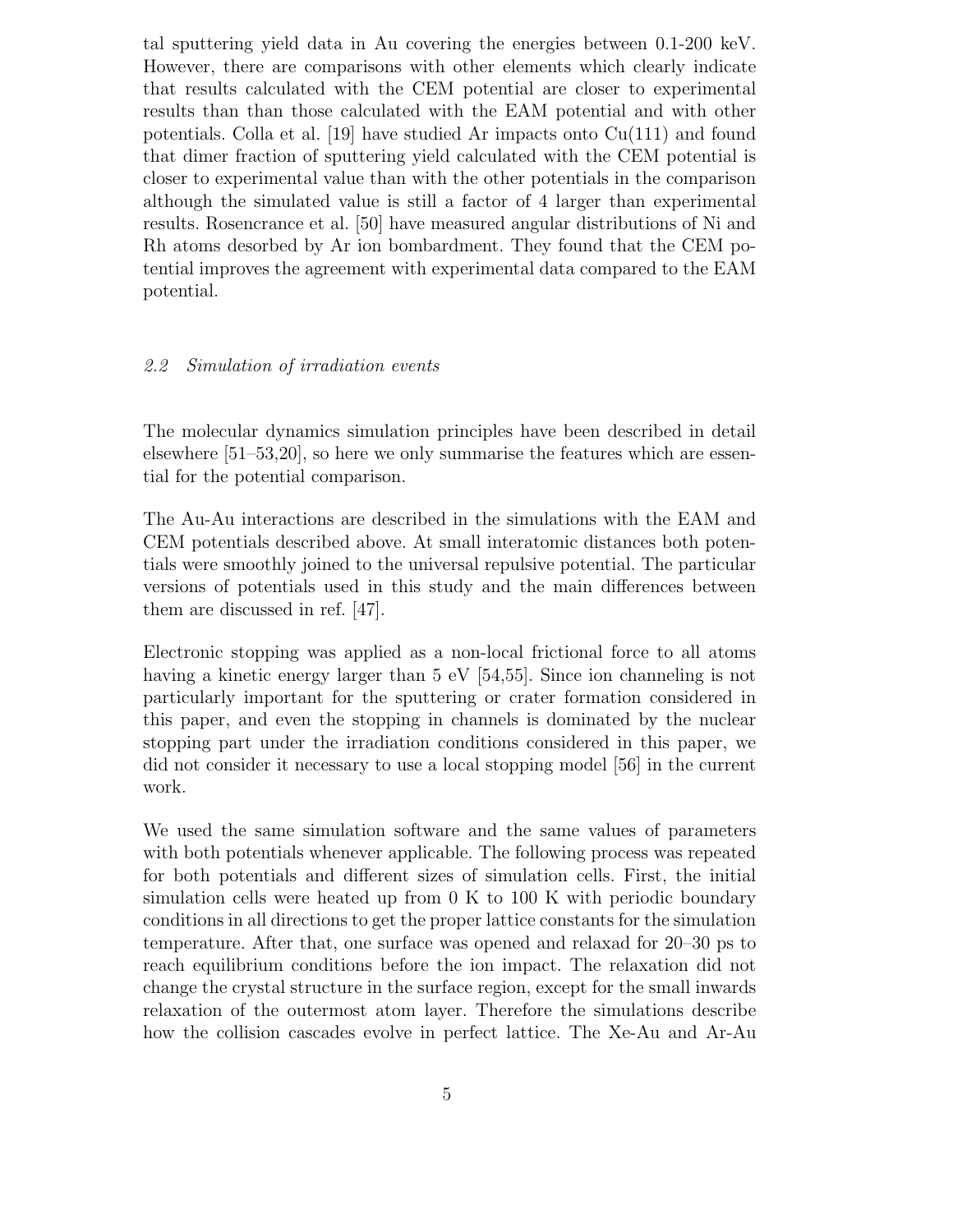tal sputtering yield data in Au covering the energies between 0.1-200 keV. However, there are comparisons with other elements which clearly indicate that results calculated with the CEM potential are closer to experimental results than than those calculated with the EAM potential and with other potentials. Colla et al. [19] have studied Ar impacts onto Cu(111) and found that dimer fraction of sputtering yield calculated with the CEM potential is closer to experimental value than with the other potentials in the comparison although the simulated value is still a factor of 4 larger than experimental results. Rosencrance et al. [50] have measured angular distributions of Ni and Rh atoms desorbed by Ar ion bombardment. They found that the CEM potential improves the agreement with experimental data compared to the EAM potential.

### *2.2 Simulation of irradiation events*

The molecular dynamics simulation principles have been described in detail elsewhere [51–53,20], so here we only summarise the features which are essential for the potential comparison.

The Au-Au interactions are described in the simulations with the EAM and CEM potentials described above. At small interatomic distances both potentials were smoothly joined to the universal repulsive potential. The particular versions of potentials used in this study and the main differences between them are discussed in ref. [47].

Electronic stopping was applied as a non-local frictional force to all atoms having a kinetic energy larger than 5 eV [54,55]. Since ion channeling is not particularly important for the sputtering or crater formation considered in this paper, and even the stopping in channels is dominated by the nuclear stopping part under the irradiation conditions considered in this paper, we did not consider it necessary to use a local stopping model [56] in the current work.

We used the same simulation software and the same values of parameters with both potentials whenever applicable. The following process was repeated for both potentials and different sizes of simulation cells. First, the initial simulation cells were heated up from 0 K to 100 K with periodic boundary conditions in all directions to get the proper lattice constants for the simulation temperature. After that, one surface was opened and relaxad for 20–30 ps to reach equilibrium conditions before the ion impact. The relaxation did not change the crystal structure in the surface region, except for the small inwards relaxation of the outermost atom layer. Therefore the simulations describe how the collision cascades evolve in perfect lattice. The Xe-Au and Ar-Au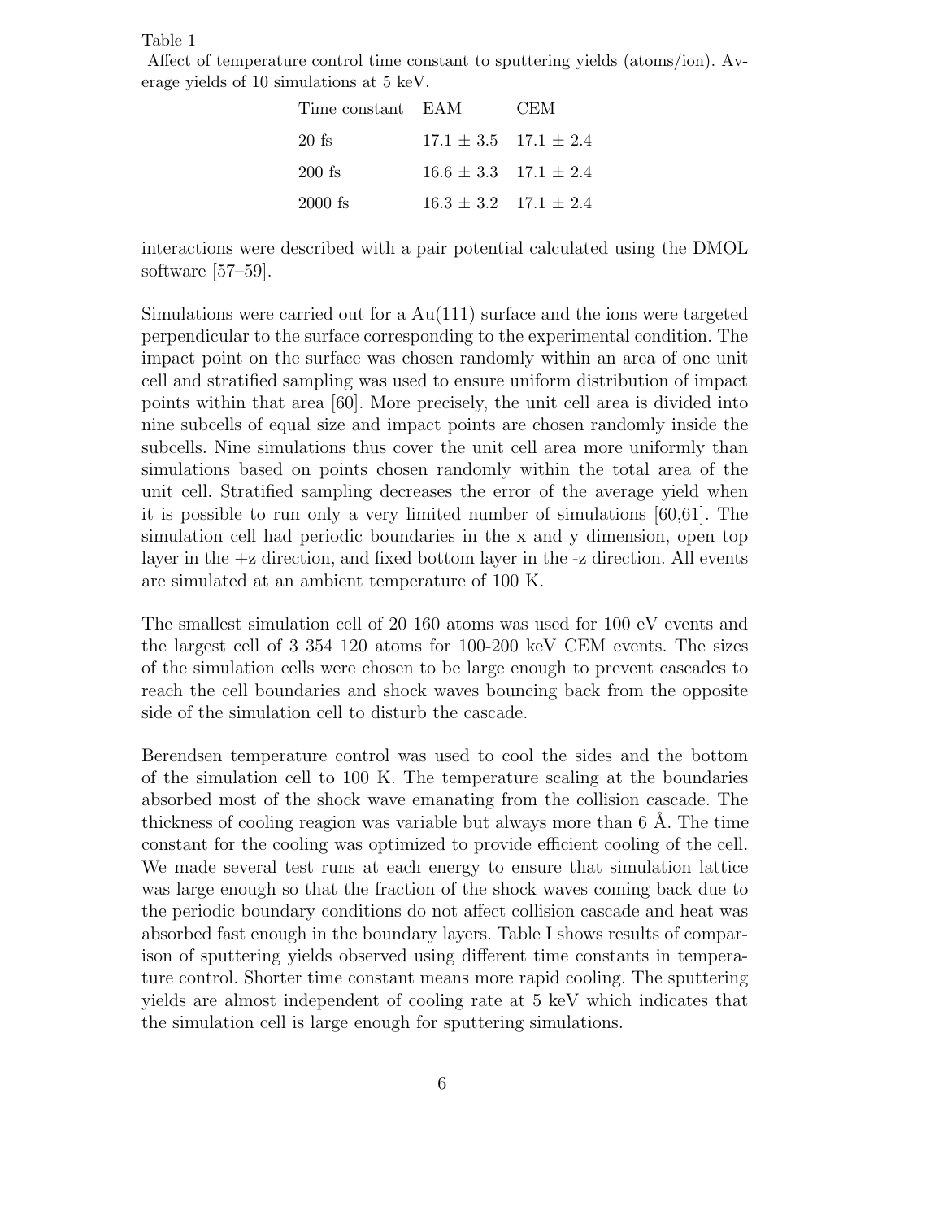Table 1

Affect of temperature control time constant to sputtering yields (atoms/ion). Average yields of 10 simulations at 5 keV.

| Time constant | EAM | CEM |
|---|---|---|
| 20 fs | $17.1 \pm 3.5$ | $17.1 \pm 2.4$ |
| 200 fs | $16.6 \pm 3.3$ | $17.1 \pm 2.4$ |
| 2000 fs | $16.3 \pm 3.2$ | $17.1 \pm 2.4$ |

interactions were described with a pair potential calculated using the DMOL software [57–59].

Simulations were carried out for a Au(111) surface and the ions were targeted perpendicular to the surface corresponding to the experimental condition. The impact point on the surface was chosen randomly within an area of one unit cell and stratified sampling was used to ensure uniform distribution of impact points within that area [60]. More precisely, the unit cell area is divided into nine subcells of equal size and impact points are chosen randomly inside the subcells. Nine simulations thus cover the unit cell area more uniformly than simulations based on points chosen randomly within the total area of the unit cell. Stratified sampling decreases the error of the average yield when it is possible to run only a very limited number of simulations [60,61]. The simulation cell had periodic boundaries in the x and y dimension, open top layer in the +z direction, and fixed bottom layer in the -z direction. All events are simulated at an ambient temperature of 100 K.

The smallest simulation cell of 20 160 atoms was used for 100 eV events and the largest cell of 3 354 120 atoms for 100-200 keV CEM events. The sizes of the simulation cells were chosen to be large enough to prevent cascades to reach the cell boundaries and shock waves bouncing back from the opposite side of the simulation cell to disturb the cascade.

Berendsen temperature control was used to cool the sides and the bottom of the simulation cell to 100 K. The temperature scaling at the boundaries absorbed most of the shock wave emanating from the collision cascade. The thickness of cooling reagion was variable but always more than 6 Å. The time constant for the cooling was optimized to provide efficient cooling of the cell. We made several test runs at each energy to ensure that simulation lattice was large enough so that the fraction of the shock waves coming back due to the periodic boundary conditions do not affect collision cascade and heat was absorbed fast enough in the boundary layers. Table I shows results of comparison of sputtering yields observed using different time constants in temperature control. Shorter time constant means more rapid cooling. The sputtering yields are almost independent of cooling rate at 5 keV which indicates that the simulation cell is large enough for sputtering simulations.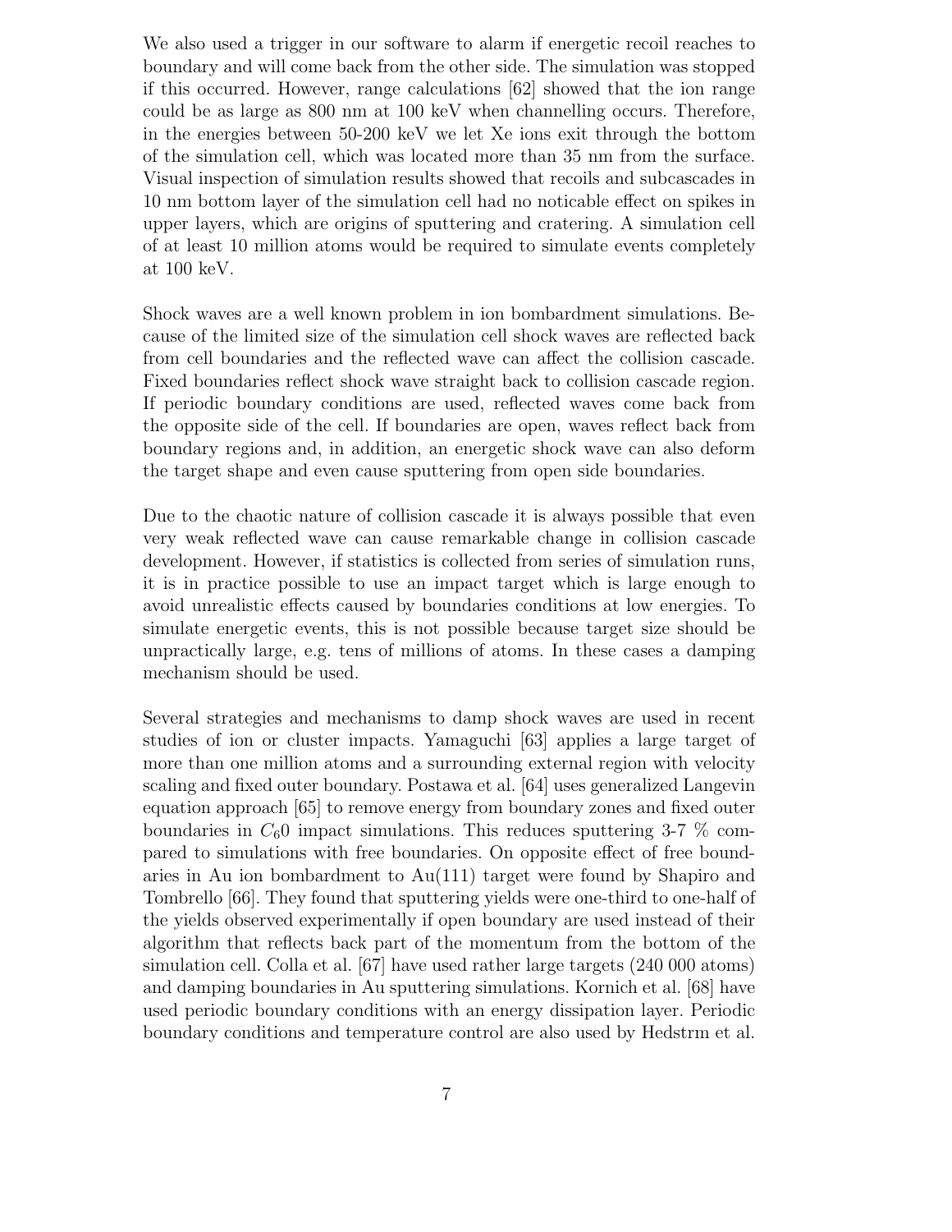We also used a trigger in our software to alarm if energetic recoil reaches to boundary and will come back from the other side. The simulation was stopped if this occurred. However, range calculations [62] showed that the ion range could be as large as 800 nm at 100 keV when channelling occurs. Therefore, in the energies between 50-200 keV we let Xe ions exit through the bottom of the simulation cell, which was located more than 35 nm from the surface. Visual inspection of simulation results showed that recoils and subcascades in 10 nm bottom layer of the simulation cell had no noticable effect on spikes in upper layers, which are origins of sputtering and cratering. A simulation cell of at least 10 million atoms would be required to simulate events completely at 100 keV.

Shock waves are a well known problem in ion bombardment simulations. Because of the limited size of the simulation cell shock waves are reflected back from cell boundaries and the reflected wave can affect the collision cascade. Fixed boundaries reflect shock wave straight back to collision cascade region. If periodic boundary conditions are used, reflected waves come back from the opposite side of the cell. If boundaries are open, waves reflect back from boundary regions and, in addition, an energetic shock wave can also deform the target shape and even cause sputtering from open side boundaries.

Due to the chaotic nature of collision cascade it is always possible that even very weak reflected wave can cause remarkable change in collision cascade development. However, if statistics is collected from series of simulation runs, it is in practice possible to use an impact target which is large enough to avoid unrealistic effects caused by boundaries conditions at low energies. To simulate energetic events, this is not possible because target size should be unpractically large, e.g. tens of millions of atoms. In these cases a damping mechanism should be used.

Several strategies and mechanisms to damp shock waves are used in recent studies of ion or cluster impacts. Yamaguchi [63] applies a large target of more than one million atoms and a surrounding external region with velocity scaling and fixed outer boundary. Postawa et al. [64] uses generalized Langevin equation approach [65] to remove energy from boundary zones and fixed outer boundaries in $C_60$ impact simulations. This reduces sputtering 3-7 % compared to simulations with free boundaries. On opposite effect of free boundaries in Au ion bombardment to Au(111) target were found by Shapiro and Tombrello [66]. They found that sputtering yields were one-third to one-half of the yields observed experimentally if open boundary are used instead of their algorithm that reflects back part of the momentum from the bottom of the simulation cell. Colla et al. [67] have used rather large targets (240 000 atoms) and damping boundaries in Au sputtering simulations. Kornich et al. [68] have used periodic boundary conditions with an energy dissipation layer. Periodic boundary conditions and temperature control are also used by Hedstrm et al.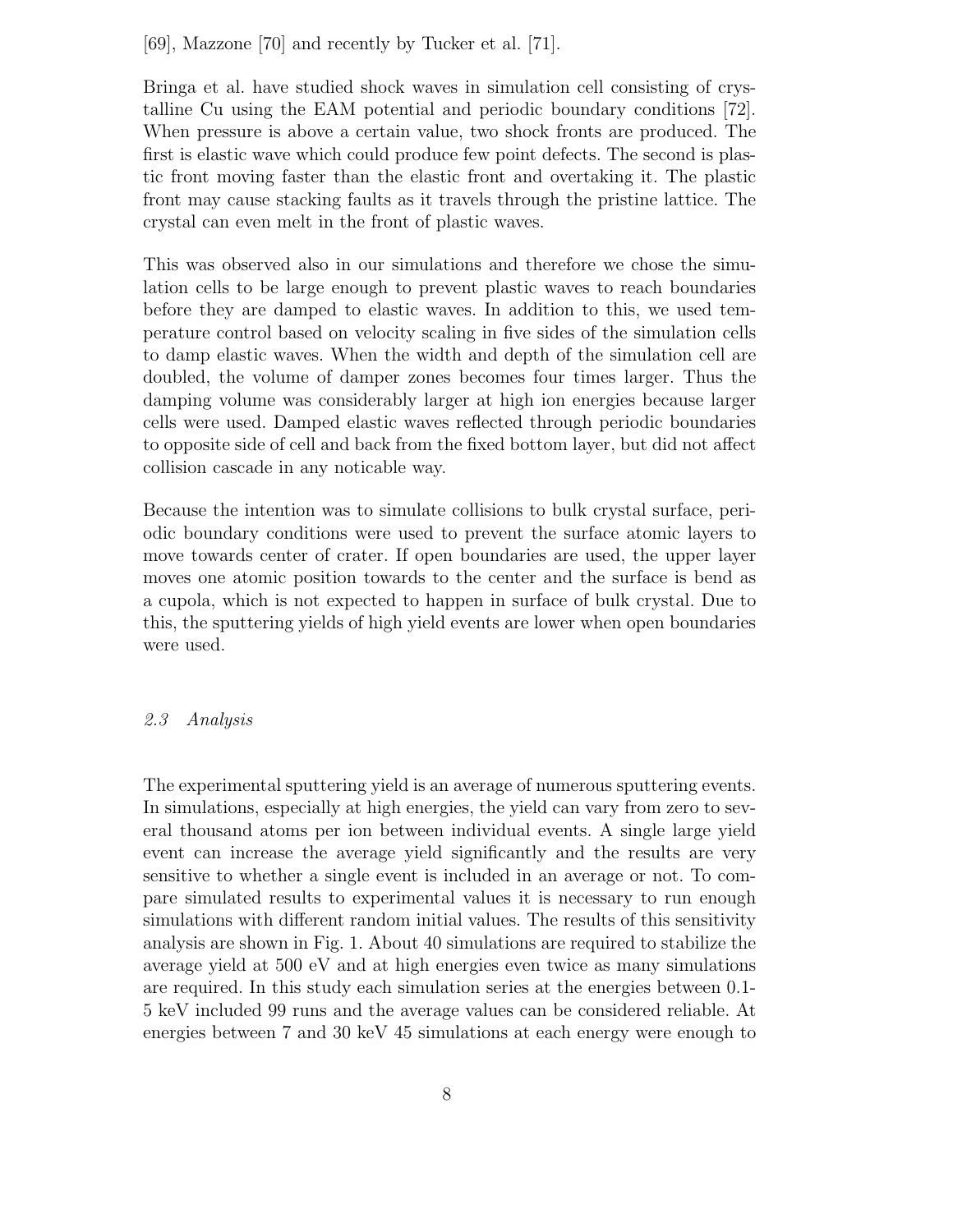[69], Mazzone [70] and recently by Tucker et al. [71].

Bringa et al. have studied shock waves in simulation cell consisting of crystalline Cu using the EAM potential and periodic boundary conditions [72]. When pressure is above a certain value, two shock fronts are produced. The first is elastic wave which could produce few point defects. The second is plastic front moving faster than the elastic front and overtaking it. The plastic front may cause stacking faults as it travels through the pristine lattice. The crystal can even melt in the front of plastic waves.

This was observed also in our simulations and therefore we chose the simulation cells to be large enough to prevent plastic waves to reach boundaries before they are damped to elastic waves. In addition to this, we used temperature control based on velocity scaling in five sides of the simulation cells to damp elastic waves. When the width and depth of the simulation cell are doubled, the volume of damper zones becomes four times larger. Thus the damping volume was considerably larger at high ion energies because larger cells were used. Damped elastic waves reflected through periodic boundaries to opposite side of cell and back from the fixed bottom layer, but did not affect collision cascade in any noticable way.

Because the intention was to simulate collisions to bulk crystal surface, periodic boundary conditions were used to prevent the surface atomic layers to move towards center of crater. If open boundaries are used, the upper layer moves one atomic position towards to the center and the surface is bend as a cupola, which is not expected to happen in surface of bulk crystal. Due to this, the sputtering yields of high yield events are lower when open boundaries were used.

### *2.3 Analysis*

The experimental sputtering yield is an average of numerous sputtering events. In simulations, especially at high energies, the yield can vary from zero to several thousand atoms per ion between individual events. A single large yield event can increase the average yield significantly and the results are very sensitive to whether a single event is included in an average or not. To compare simulated results to experimental values it is necessary to run enough simulations with different random initial values. The results of this sensitivity analysis are shown in Fig. 1. About 40 simulations are required to stabilize the average yield at 500 eV and at high energies even twice as many simulations are required. In this study each simulation series at the energies between 0.1-5 keV included 99 runs and the average values can be considered reliable. At energies between 7 and 30 keV 45 simulations at each energy were enough to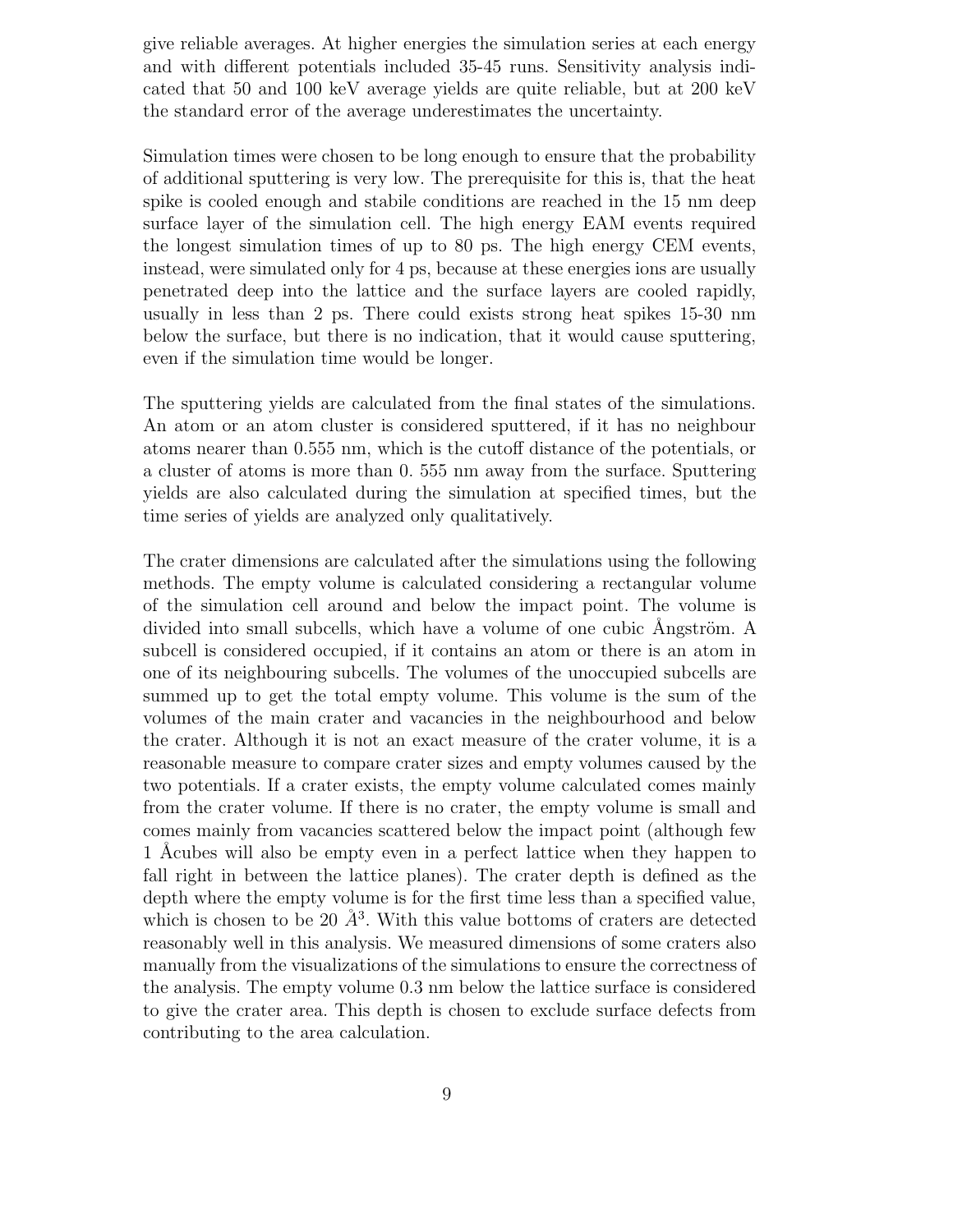give reliable averages. At higher energies the simulation series at each energy and with different potentials included 35-45 runs. Sensitivity analysis indicated that 50 and 100 keV average yields are quite reliable, but at 200 keV the standard error of the average underestimates the uncertainty.

Simulation times were chosen to be long enough to ensure that the probability of additional sputtering is very low. The prerequisite for this is, that the heat spike is cooled enough and stabile conditions are reached in the 15 nm deep surface layer of the simulation cell. The high energy EAM events required the longest simulation times of up to 80 ps. The high energy CEM events, instead, were simulated only for 4 ps, because at these energies ions are usually penetrated deep into the lattice and the surface layers are cooled rapidly, usually in less than 2 ps. There could exists strong heat spikes 15-30 nm below the surface, but there is no indication, that it would cause sputtering, even if the simulation time would be longer.

The sputtering yields are calculated from the final states of the simulations. An atom or an atom cluster is considered sputtered, if it has no neighbour atoms nearer than 0.555 nm, which is the cutoff distance of the potentials, or a cluster of atoms is more than 0. 555 nm away from the surface. Sputtering yields are also calculated during the simulation at specified times, but the time series of yields are analyzed only qualitatively.

The crater dimensions are calculated after the simulations using the following methods. The empty volume is calculated considering a rectangular volume of the simulation cell around and below the impact point. The volume is divided into small subcells, which have a volume of one cubic Ångström. A subcell is considered occupied, if it contains an atom or there is an atom in one of its neighbouring subcells. The volumes of the unoccupied subcells are summed up to get the total empty volume. This volume is the sum of the volumes of the main crater and vacancies in the neighbourhood and below the crater. Although it is not an exact measure of the crater volume, it is a reasonable measure to compare crater sizes and empty volumes caused by the two potentials. If a crater exists, the empty volume calculated comes mainly from the crater volume. If there is no crater, the empty volume is small and comes mainly from vacancies scattered below the impact point (although few 1 Åcubes will also be empty even in a perfect lattice when they happen to fall right in between the lattice planes). The crater depth is defined as the depth where the empty volume is for the first time less than a specified value, which is chosen to be 20 $\AA^3$. With this value bottoms of craters are detected reasonably well in this analysis. We measured dimensions of some craters also manually from the visualizations of the simulations to ensure the correctness of the analysis. The empty volume 0.3 nm below the lattice surface is considered to give the crater area. This depth is chosen to exclude surface defects from contributing to the area calculation.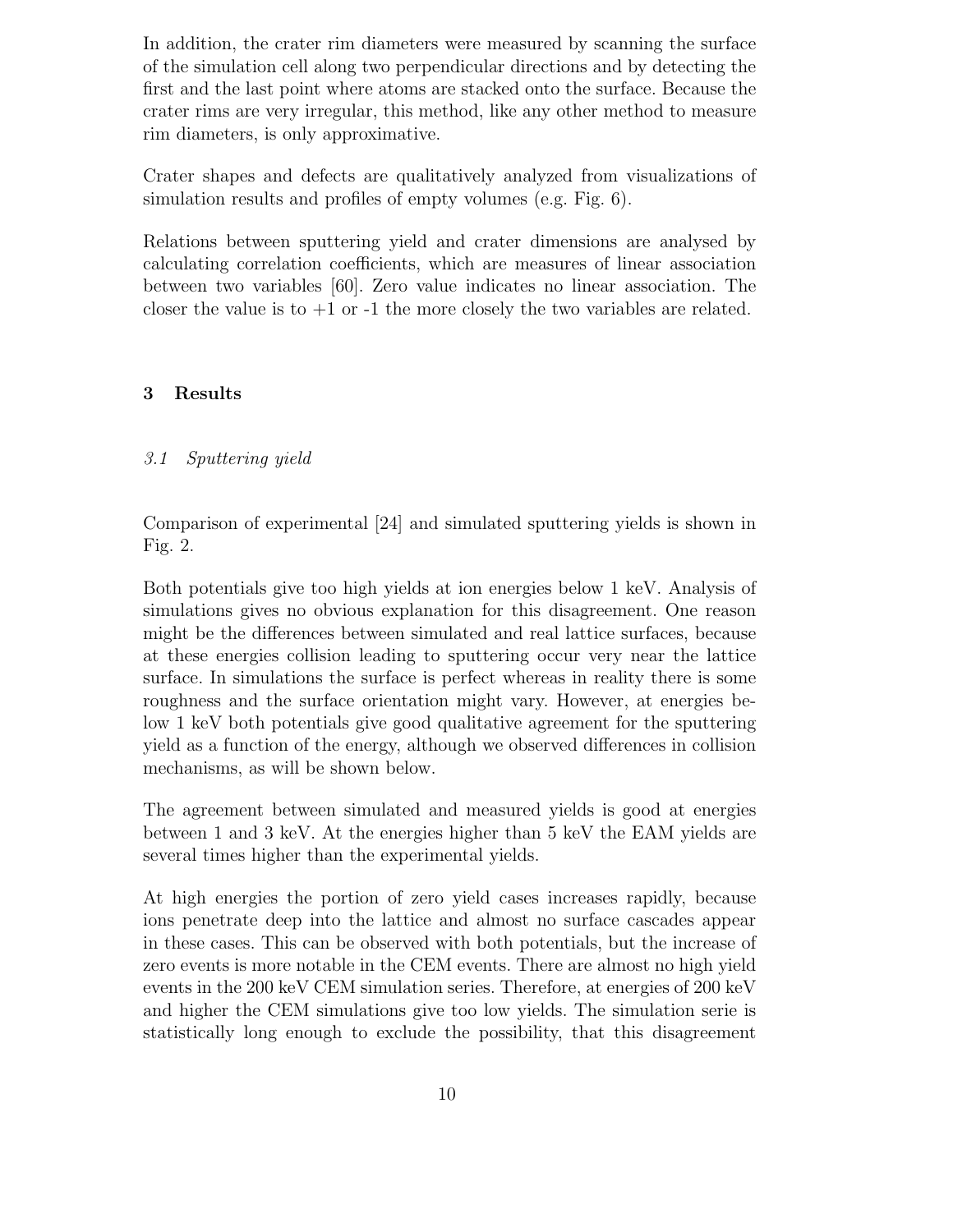In addition, the crater rim diameters were measured by scanning the surface of the simulation cell along two perpendicular directions and by detecting the first and the last point where atoms are stacked onto the surface. Because the crater rims are very irregular, this method, like any other method to measure rim diameters, is only approximative.

Crater shapes and defects are qualitatively analyzed from visualizations of simulation results and profiles of empty volumes (e.g. Fig. 6).

Relations between sputtering yield and crater dimensions are analysed by calculating correlation coefficients, which are measures of linear association between two variables [60]. Zero value indicates no linear association. The closer the value is to +1 or -1 the more closely the two variables are related.

## 3 Results

### *3.1 Sputtering yield*

Comparison of experimental [24] and simulated sputtering yields is shown in Fig. 2.

Both potentials give too high yields at ion energies below 1 keV. Analysis of simulations gives no obvious explanation for this disagreement. One reason might be the differences between simulated and real lattice surfaces, because at these energies collision leading to sputtering occur very near the lattice surface. In simulations the surface is perfect whereas in reality there is some roughness and the surface orientation might vary. However, at energies below 1 keV both potentials give good qualitative agreement for the sputtering yield as a function of the energy, although we observed differences in collision mechanisms, as will be shown below.

The agreement between simulated and measured yields is good at energies between 1 and 3 keV. At the energies higher than 5 keV the EAM yields are several times higher than the experimental yields.

At high energies the portion of zero yield cases increases rapidly, because ions penetrate deep into the lattice and almost no surface cascades appear in these cases. This can be observed with both potentials, but the increase of zero events is more notable in the CEM events. There are almost no high yield events in the 200 keV CEM simulation series. Therefore, at energies of 200 keV and higher the CEM simulations give too low yields. The simulation serie is statistically long enough to exclude the possibility, that this disagreement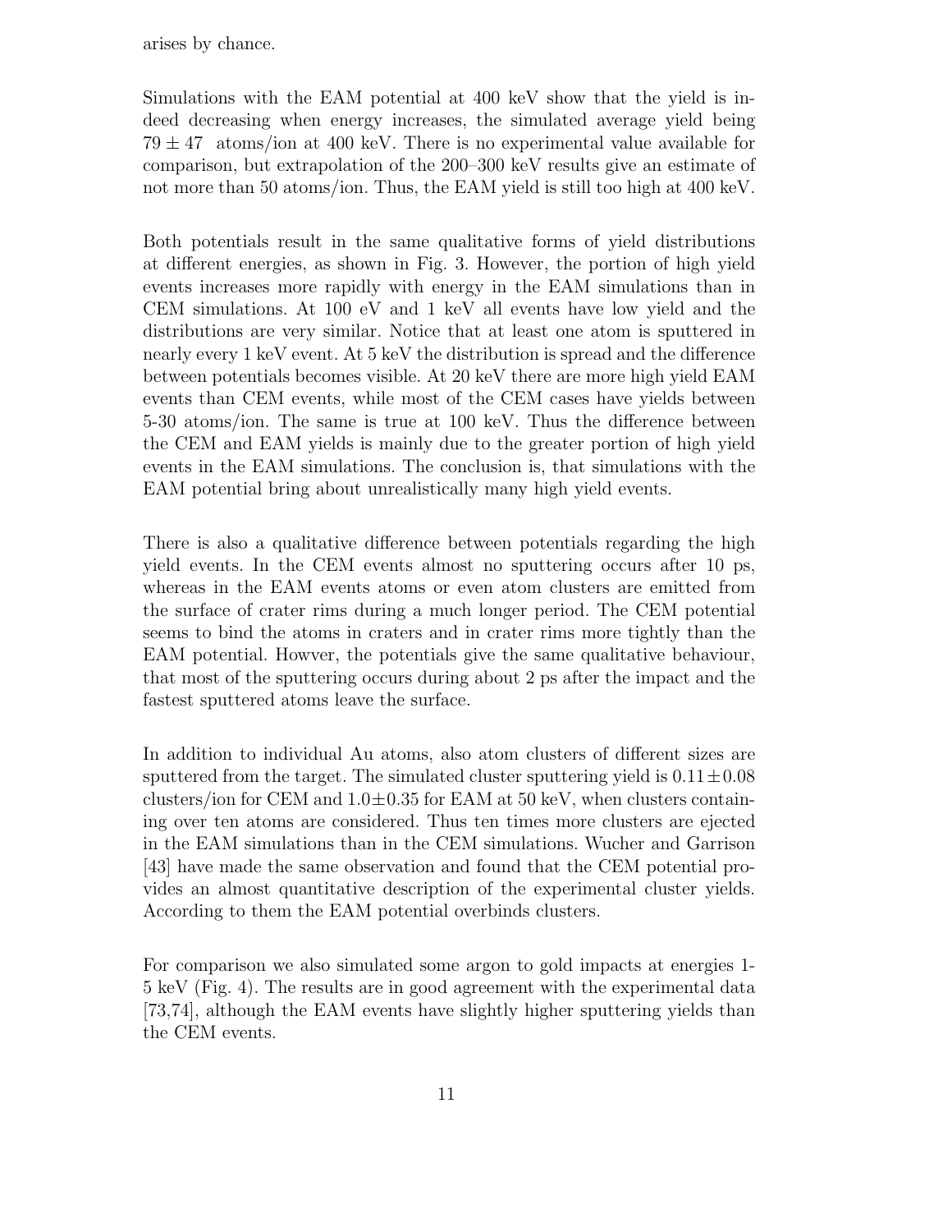arises by chance.

Simulations with the EAM potential at 400 keV show that the yield is indeed decreasing when energy increases, the simulated average yield being $79 \pm 47$ atoms/ion at 400 keV. There is no experimental value available for comparison, but extrapolation of the 200–300 keV results give an estimate of not more than 50 atoms/ion. Thus, the EAM yield is still too high at 400 keV.

Both potentials result in the same qualitative forms of yield distributions at different energies, as shown in Fig. 3. However, the portion of high yield events increases more rapidly with energy in the EAM simulations than in CEM simulations. At 100 eV and 1 keV all events have low yield and the distributions are very similar. Notice that at least one atom is sputtered in nearly every 1 keV event. At 5 keV the distribution is spread and the difference between potentials becomes visible. At 20 keV there are more high yield EAM events than CEM events, while most of the CEM cases have yields between 5-30 atoms/ion. The same is true at 100 keV. Thus the difference between the CEM and EAM yields is mainly due to the greater portion of high yield events in the EAM simulations. The conclusion is, that simulations with the EAM potential bring about unrealistically many high yield events.

There is also a qualitative difference between potentials regarding the high yield events. In the CEM events almost no sputtering occurs after 10 ps, whereas in the EAM events atoms or even atom clusters are emitted from the surface of crater rims during a much longer period. The CEM potential seems to bind the atoms in craters and in crater rims more tightly than the EAM potential. Howver, the potentials give the same qualitative behaviour, that most of the sputtering occurs during about 2 ps after the impact and the fastest sputtered atoms leave the surface.

In addition to individual Au atoms, also atom clusters of different sizes are sputtered from the target. The simulated cluster sputtering yield is $0.11 \pm 0.08$ clusters/ion for CEM and $1.0 \pm 0.35$ for EAM at 50 keV, when clusters containing over ten atoms are considered. Thus ten times more clusters are ejected in the EAM simulations than in the CEM simulations. Wucher and Garrison [43] have made the same observation and found that the CEM potential provides an almost quantitative description of the experimental cluster yields. According to them the EAM potential overbinds clusters.

For comparison we also simulated some argon to gold impacts at energies 1-5 keV (Fig. 4). The results are in good agreement with the experimental data [73,74], although the EAM events have slightly higher sputtering yields than the CEM events.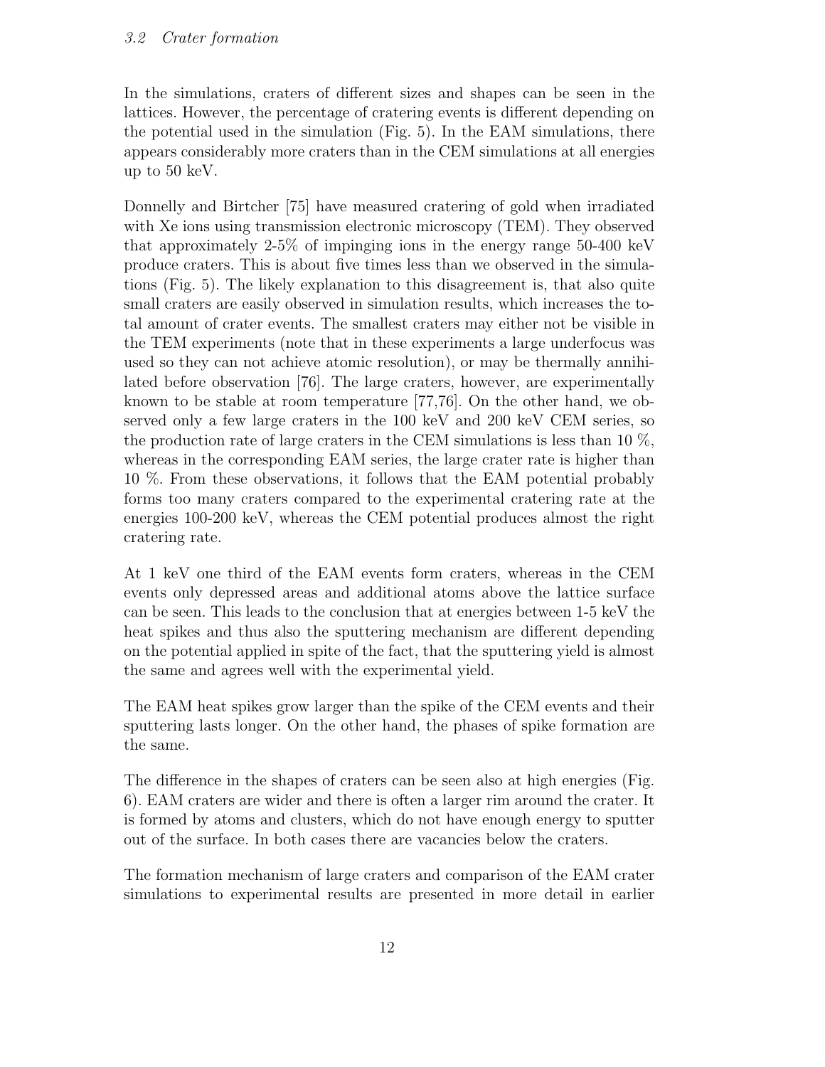### 3.2 Crater formation

In the simulations, craters of different sizes and shapes can be seen in the lattices. However, the percentage of cratering events is different depending on the potential used in the simulation (Fig. 5). In the EAM simulations, there appears considerably more craters than in the CEM simulations at all energies up to 50 keV.

Donnelly and Birtcher [75] have measured cratering of gold when irradiated with Xe ions using transmission electronic microscopy (TEM). They observed that approximately 2-5% of impinging ions in the energy range 50-400 keV produce craters. This is about five times less than we observed in the simulations (Fig. 5). The likely explanation to this disagreement is, that also quite small craters are easily observed in simulation results, which increases the total amount of crater events. The smallest craters may either not be visible in the TEM experiments (note that in these experiments a large underfocus was used so they can not achieve atomic resolution), or may be thermally annihilated before observation [76]. The large craters, however, are experimentally known to be stable at room temperature [77,76]. On the other hand, we observed only a few large craters in the 100 keV and 200 keV CEM series, so the production rate of large craters in the CEM simulations is less than 10 %, whereas in the corresponding EAM series, the large crater rate is higher than 10 %. From these observations, it follows that the EAM potential probably forms too many craters compared to the experimental cratering rate at the energies 100-200 keV, whereas the CEM potential produces almost the right cratering rate.

At 1 keV one third of the EAM events form craters, whereas in the CEM events only depressed areas and additional atoms above the lattice surface can be seen. This leads to the conclusion that at energies between 1-5 keV the heat spikes and thus also the sputtering mechanism are different depending on the potential applied in spite of the fact, that the sputtering yield is almost the same and agrees well with the experimental yield.

The EAM heat spikes grow larger than the spike of the CEM events and their sputtering lasts longer. On the other hand, the phases of spike formation are the same.

The difference in the shapes of craters can be seen also at high energies (Fig. 6). EAM craters are wider and there is often a larger rim around the crater. It is formed by atoms and clusters, which do not have enough energy to sputter out of the surface. In both cases there are vacancies below the craters.

The formation mechanism of large craters and comparison of the EAM crater simulations to experimental results are presented in more detail in earlier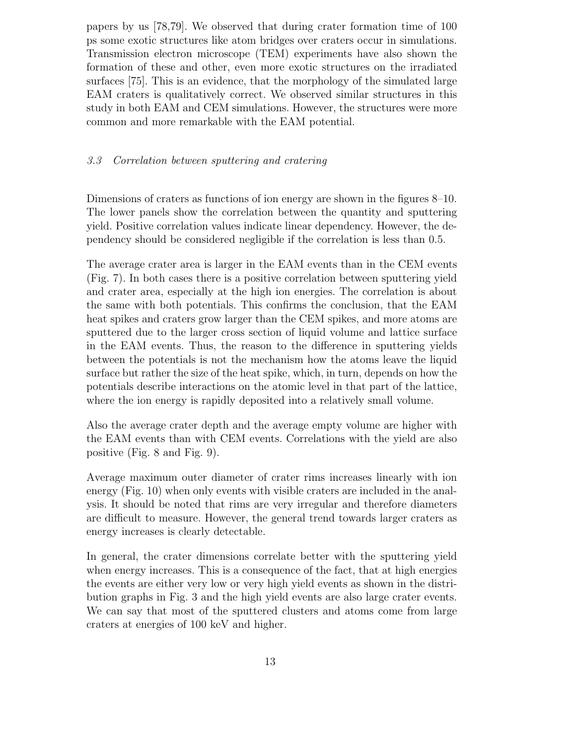papers by us [78,79]. We observed that during crater formation time of 100 ps some exotic structures like atom bridges over craters occur in simulations. Transmission electron microscope (TEM) experiments have also shown the formation of these and other, even more exotic structures on the irradiated surfaces [75]. This is an evidence, that the morphology of the simulated large EAM craters is qualitatively correct. We observed similar structures in this study in both EAM and CEM simulations. However, the structures were more common and more remarkable with the EAM potential.

### *3.3 Correlation between sputtering and cratering*

Dimensions of craters as functions of ion energy are shown in the figures 8–10. The lower panels show the correlation between the quantity and sputtering yield. Positive correlation values indicate linear dependency. However, the dependency should be considered negligible if the correlation is less than 0.5.

The average crater area is larger in the EAM events than in the CEM events (Fig. 7). In both cases there is a positive correlation between sputtering yield and crater area, especially at the high ion energies. The correlation is about the same with both potentials. This confirms the conclusion, that the EAM heat spikes and craters grow larger than the CEM spikes, and more atoms are sputtered due to the larger cross section of liquid volume and lattice surface in the EAM events. Thus, the reason to the difference in sputtering yields between the potentials is not the mechanism how the atoms leave the liquid surface but rather the size of the heat spike, which, in turn, depends on how the potentials describe interactions on the atomic level in that part of the lattice, where the ion energy is rapidly deposited into a relatively small volume.

Also the average crater depth and the average empty volume are higher with the EAM events than with CEM events. Correlations with the yield are also positive (Fig. 8 and Fig. 9).

Average maximum outer diameter of crater rims increases linearly with ion energy (Fig. 10) when only events with visible craters are included in the analysis. It should be noted that rims are very irregular and therefore diameters are difficult to measure. However, the general trend towards larger craters as energy increases is clearly detectable.

In general, the crater dimensions correlate better with the sputtering yield when energy increases. This is a consequence of the fact, that at high energies the events are either very low or very high yield events as shown in the distribution graphs in Fig. 3 and the high yield events are also large crater events. We can say that most of the sputtered clusters and atoms come from large craters at energies of 100 keV and higher.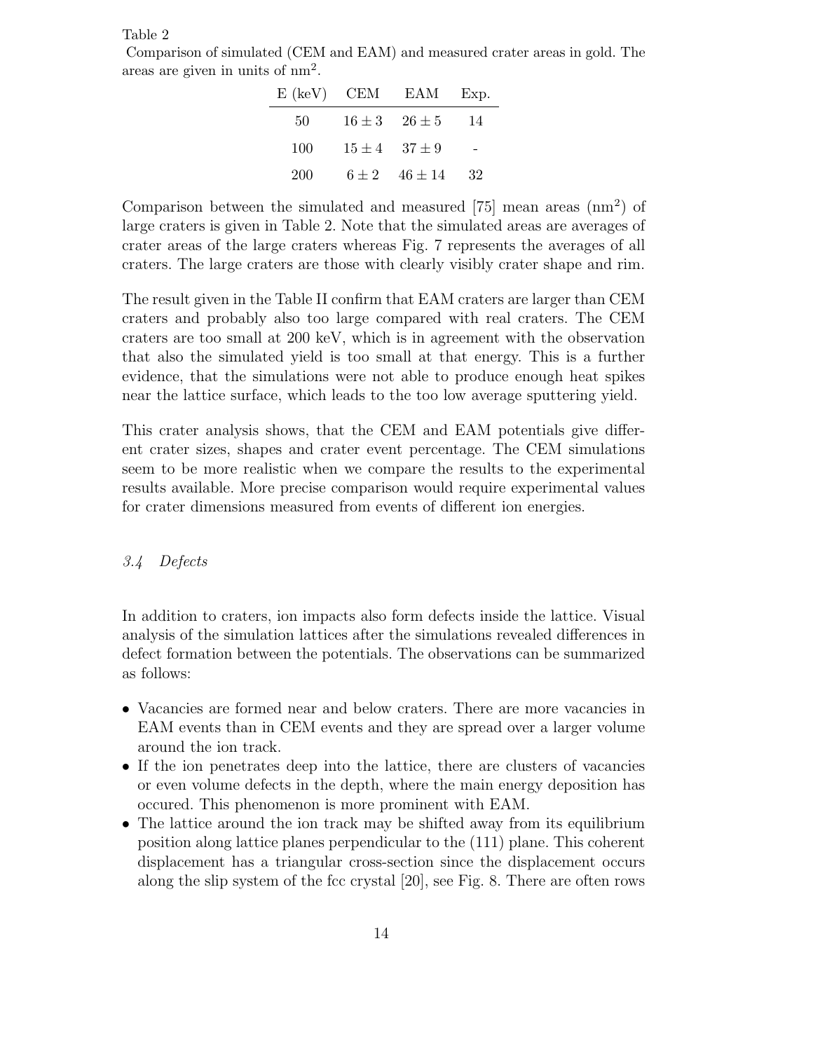Table 2

Comparison of simulated (CEM and EAM) and measured crater areas in gold. The areas are given in units of $nm^2$.

| E (keV) | CEM | EAM | Exp. |
|---|---|---|---|
| 50 | $16 \pm 3$ | $26 \pm 5$ | 14 |
| 100 | $15 \pm 4$ | $37 \pm 9$ | - |
| 200 | $6 \pm 2$ | $46 \pm 14$ | 32 |

Comparison between the simulated and measured [75] mean areas ($nm^2$) of large craters is given in Table 2. Note that the simulated areas are averages of crater areas of the large craters whereas Fig. 7 represents the averages of all craters. The large craters are those with clearly visibly crater shape and rim.

The result given in the Table II confirm that EAM craters are larger than CEM craters and probably also too large compared with real craters. The CEM craters are too small at 200 keV, which is in agreement with the observation that also the simulated yield is too small at that energy. This is a further evidence, that the simulations were not able to produce enough heat spikes near the lattice surface, which leads to the too low average sputtering yield.

This crater analysis shows, that the CEM and EAM potentials give different crater sizes, shapes and crater event percentage. The CEM simulations seem to be more realistic when we compare the results to the experimental results available. More precise comparison would require experimental values for crater dimensions measured from events of different ion energies.

### *3.4 Defects*

In addition to craters, ion impacts also form defects inside the lattice. Visual analysis of the simulation lattices after the simulations revealed differences in defect formation between the potentials. The observations can be summarized as follows:

- Vacancies are formed near and below craters. There are more vacancies in EAM events than in CEM events and they are spread over a larger volume around the ion track.
- If the ion penetrates deep into the lattice, there are clusters of vacancies or even volume defects in the depth, where the main energy deposition has occured. This phenomenon is more prominent with EAM.
- The lattice around the ion track may be shifted away from its equilibrium position along lattice planes perpendicular to the (111) plane. This coherent displacement has a triangular cross-section since the displacement occurs along the slip system of the fcc crystal [20], see Fig. 8. There are often rows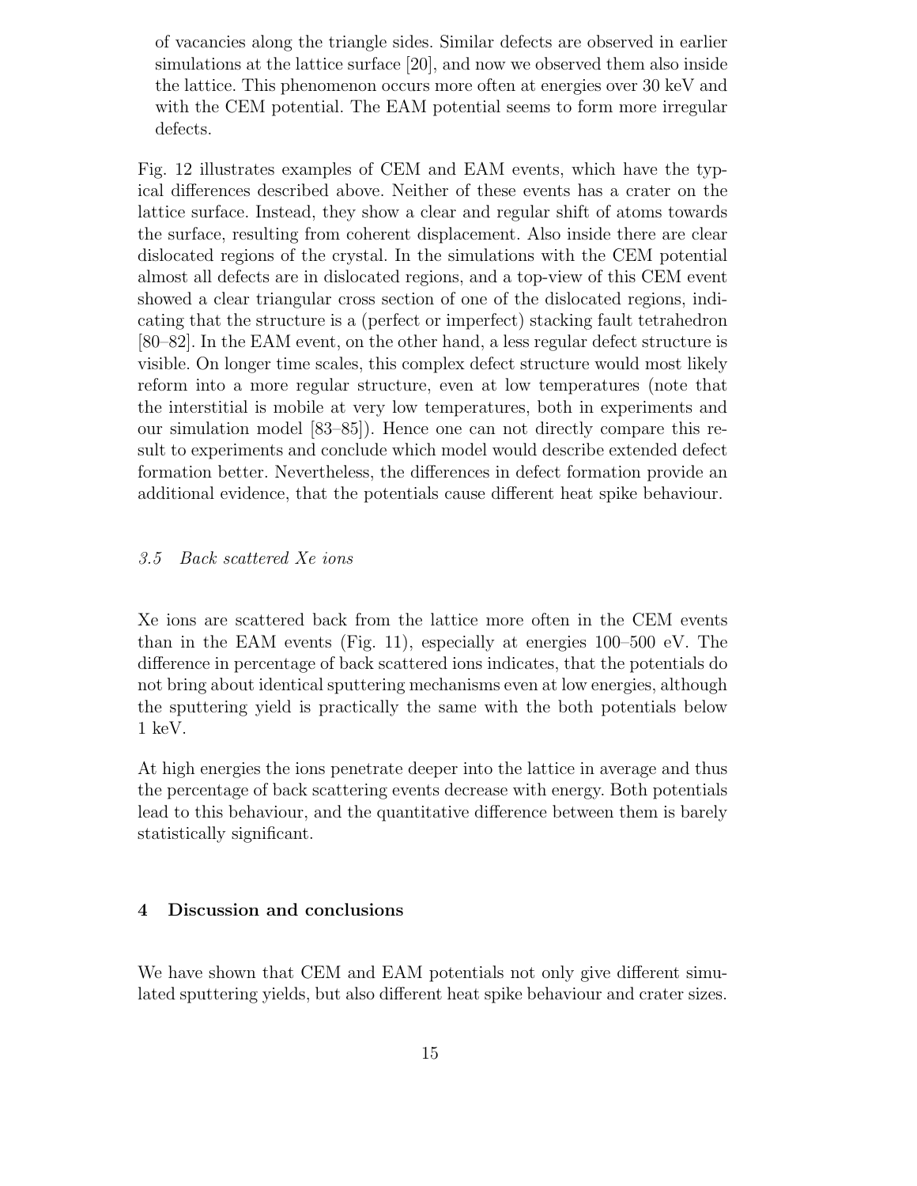of vacancies along the triangle sides. Similar defects are observed in earlier simulations at the lattice surface [20], and now we observed them also inside the lattice. This phenomenon occurs more often at energies over 30 keV and with the CEM potential. The EAM potential seems to form more irregular defects.

Fig. 12 illustrates examples of CEM and EAM events, which have the typical differences described above. Neither of these events has a crater on the lattice surface. Instead, they show a clear and regular shift of atoms towards the surface, resulting from coherent displacement. Also inside there are clear dislocated regions of the crystal. In the simulations with the CEM potential almost all defects are in dislocated regions, and a top-view of this CEM event showed a clear triangular cross section of one of the dislocated regions, indicating that the structure is a (perfect or imperfect) stacking fault tetrahedron [80–82]. In the EAM event, on the other hand, a less regular defect structure is visible. On longer time scales, this complex defect structure would most likely reform into a more regular structure, even at low temperatures (note that the interstitial is mobile at very low temperatures, both in experiments and our simulation model [83–85]). Hence one can not directly compare this result to experiments and conclude which model would describe extended defect formation better. Nevertheless, the differences in defect formation provide an additional evidence, that the potentials cause different heat spike behaviour.

### *3.5 Back scattered Xe ions*

Xe ions are scattered back from the lattice more often in the CEM events than in the EAM events (Fig. 11), especially at energies 100–500 eV. The difference in percentage of back scattered ions indicates, that the potentials do not bring about identical sputtering mechanisms even at low energies, although the sputtering yield is practically the same with the both potentials below 1 keV.

At high energies the ions penetrate deeper into the lattice in average and thus the percentage of back scattering events decrease with energy. Both potentials lead to this behaviour, and the quantitative difference between them is barely statistically significant.

## 4 Discussion and conclusions

We have shown that CEM and EAM potentials not only give different simulated sputtering yields, but also different heat spike behaviour and crater sizes.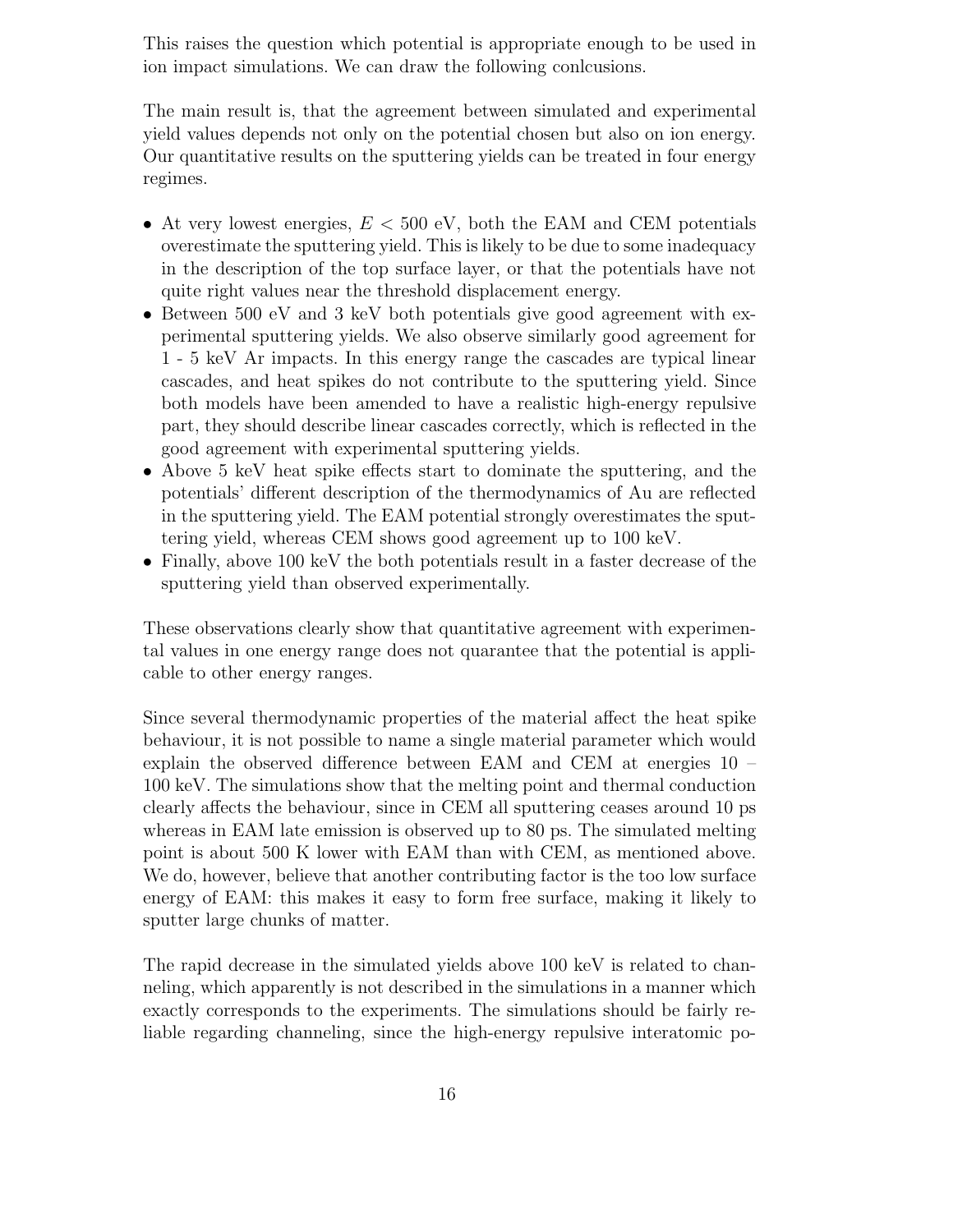This raises the question which potential is appropriate enough to be used in ion impact simulations. We can draw the following conlcusions.

The main result is, that the agreement between simulated and experimental yield values depends not only on the potential chosen but also on ion energy. Our quantitative results on the sputtering yields can be treated in four energy regimes.

- At very lowest energies, $E < 500$ eV, both the EAM and CEM potentials overestimate the sputtering yield. This is likely to be due to some inadequacy in the description of the top surface layer, or that the potentials have not quite right values near the threshold displacement energy.
- Between 500 eV and 3 keV both potentials give good agreement with experimental sputtering yields. We also observe similarly good agreement for 1 - 5 keV Ar impacts. In this energy range the cascades are typical linear cascades, and heat spikes do not contribute to the sputtering yield. Since both models have been amended to have a realistic high-energy repulsive part, they should describe linear cascades correctly, which is reflected in the good agreement with experimental sputtering yields.
- Above 5 keV heat spike effects start to dominate the sputtering, and the potentials' different description of the thermodynamics of Au are reflected in the sputtering yield. The EAM potential strongly overestimates the sputtering yield, whereas CEM shows good agreement up to 100 keV.
- Finally, above 100 keV the both potentials result in a faster decrease of the sputtering yield than observed experimentally.

These observations clearly show that quantitative agreement with experimental values in one energy range does not quarantee that the potential is applicable to other energy ranges.

Since several thermodynamic properties of the material affect the heat spike behaviour, it is not possible to name a single material parameter which would explain the observed difference between EAM and CEM at energies 10 – 100 keV. The simulations show that the melting point and thermal conduction clearly affects the behaviour, since in CEM all sputtering ceases around 10 ps whereas in EAM late emission is observed up to 80 ps. The simulated melting point is about 500 K lower with EAM than with CEM, as mentioned above. We do, however, believe that another contributing factor is the too low surface energy of EAM: this makes it easy to form free surface, making it likely to sputter large chunks of matter.

The rapid decrease in the simulated yields above 100 keV is related to channeling, which apparently is not described in the simulations in a manner which exactly corresponds to the experiments. The simulations should be fairly reliable regarding channeling, since the high-energy repulsive interatomic po-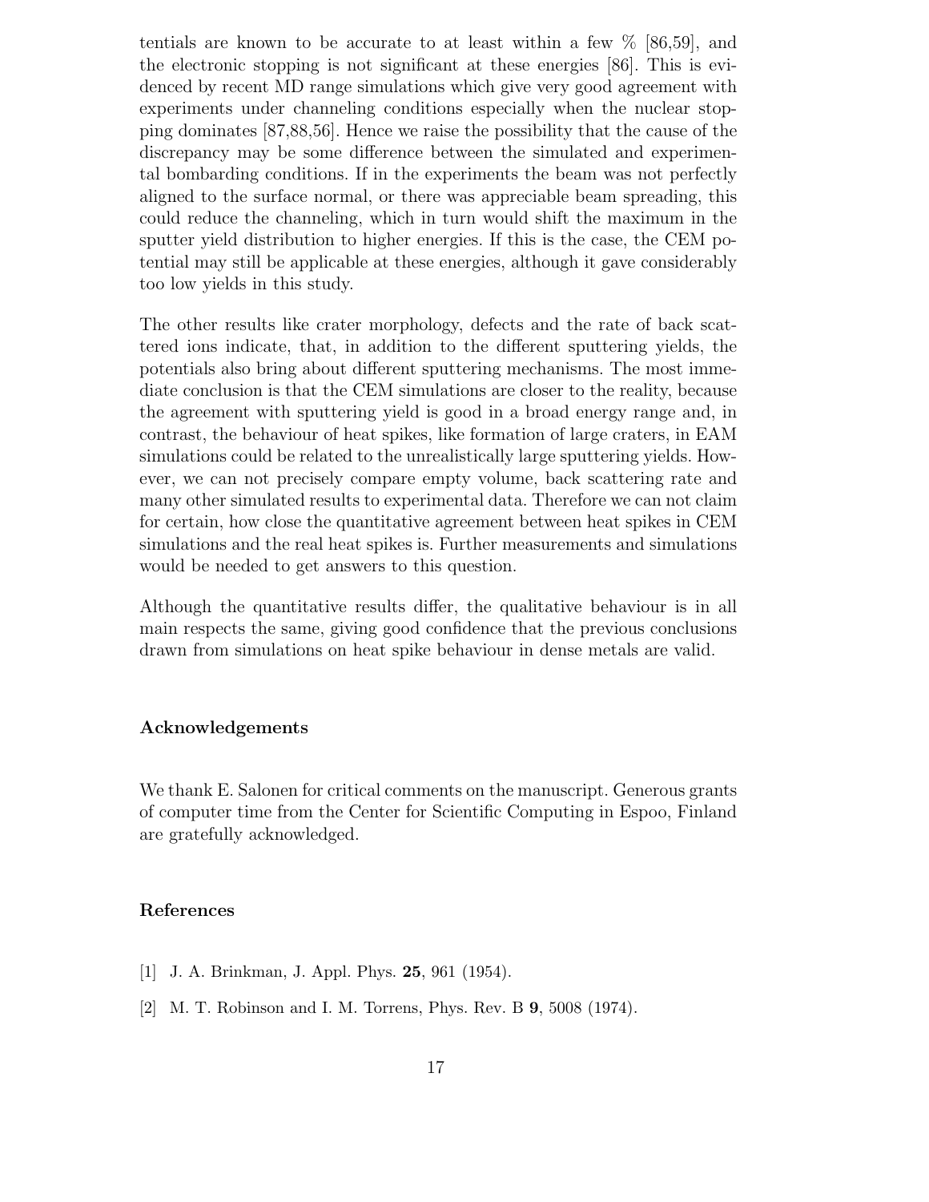tentials are known to be accurate to at least within a few % [86,59], and the electronic stopping is not significant at these energies [86]. This is evidenced by recent MD range simulations which give very good agreement with experiments under channeling conditions especially when the nuclear stopping dominates [87,88,56]. Hence we raise the possibility that the cause of the discrepancy may be some difference between the simulated and experimental bombarding conditions. If in the experiments the beam was not perfectly aligned to the surface normal, or there was appreciable beam spreading, this could reduce the channeling, which in turn would shift the maximum in the sputter yield distribution to higher energies. If this is the case, the CEM potential may still be applicable at these energies, although it gave considerably too low yields in this study.

The other results like crater morphology, defects and the rate of back scattered ions indicate, that, in addition to the different sputtering yields, the potentials also bring about different sputtering mechanisms. The most immediate conclusion is that the CEM simulations are closer to the reality, because the agreement with sputtering yield is good in a broad energy range and, in contrast, the behaviour of heat spikes, like formation of large craters, in EAM simulations could be related to the unrealistically large sputtering yields. However, we can not precisely compare empty volume, back scattering rate and many other simulated results to experimental data. Therefore we can not claim for certain, how close the quantitative agreement between heat spikes in CEM simulations and the real heat spikes is. Further measurements and simulations would be needed to get answers to this question.

Although the quantitative results differ, the qualitative behaviour is in all main respects the same, giving good confidence that the previous conclusions drawn from simulations on heat spike behaviour in dense metals are valid.

### Acknowledgements

We thank E. Salonen for critical comments on the manuscript. Generous grants of computer time from the Center for Scientific Computing in Espoo, Finland are gratefully acknowledged.

### References

[1] J. A. Brinkman, J. Appl. Phys. **25**, 961 (1954).

[2] M. T. Robinson and I. M. Torrens, Phys. Rev. B **9**, 5008 (1974).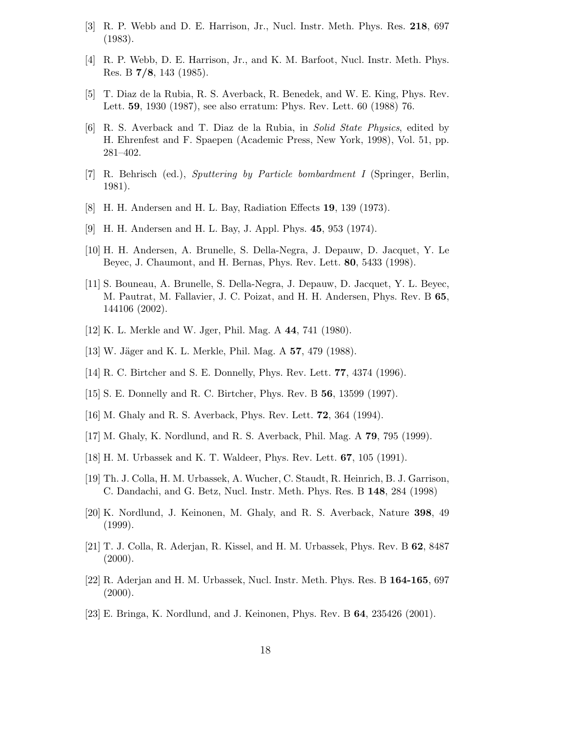[3] R. P. Webb and D. E. Harrison, Jr., Nucl. Instr. Meth. Phys. Res. **218**, 697 (1983).

[4] R. P. Webb, D. E. Harrison, Jr., and K. M. Barfoot, Nucl. Instr. Meth. Phys. Res. B **7/8**, 143 (1985).

[5] T. Diaz de la Rubia, R. S. Averback, R. Benedek, and W. E. King, Phys. Rev. Lett. **59**, 1930 (1987), see also erratum: Phys. Rev. Lett. 60 (1988) 76.

[6] R. S. Averback and T. Diaz de la Rubia, in *Solid State Physics*, edited by H. Ehrenfest and F. Spaepen (Academic Press, New York, 1998), Vol. 51, pp. 281–402.

[7] R. Behrisch (ed.), *Sputtering by Particle bombardment I* (Springer, Berlin, 1981).

[8] H. H. Andersen and H. L. Bay, Radiation Effects **19**, 139 (1973).

[9] H. H. Andersen and H. L. Bay, J. Appl. Phys. **45**, 953 (1974).

[10] H. H. Andersen, A. Brunelle, S. Della-Negra, J. Depauw, D. Jacquet, Y. Le Beyec, J. Chaumont, and H. Bernas, Phys. Rev. Lett. **80**, 5433 (1998).

[11] S. Bouneau, A. Brunelle, S. Della-Negra, J. Depauw, D. Jacquet, Y. L. Beyec, M. Pautrat, M. Fallavier, J. C. Poizat, and H. H. Andersen, Phys. Rev. B **65**, 144106 (2002).

[12] K. L. Merkle and W. Jger, Phil. Mag. A **44**, 741 (1980).

[13] W. Jäger and K. L. Merkle, Phil. Mag. A **57**, 479 (1988).

[14] R. C. Birtcher and S. E. Donnelly, Phys. Rev. Lett. **77**, 4374 (1996).

[15] S. E. Donnelly and R. C. Birtcher, Phys. Rev. B **56**, 13599 (1997).

[16] M. Ghaly and R. S. Averback, Phys. Rev. Lett. **72**, 364 (1994).

[17] M. Ghaly, K. Nordlund, and R. S. Averback, Phil. Mag. A **79**, 795 (1999).

[18] H. M. Urbassek and K. T. Waldeer, Phys. Rev. Lett. **67**, 105 (1991).

[19] Th. J. Colla, H. M. Urbassek, A. Wucher, C. Staudt, R. Heinrich, B. J. Garrison, C. Dandachi, and G. Betz, Nucl. Instr. Meth. Phys. Res. B **148**, 284 (1998)

[20] K. Nordlund, J. Keinonen, M. Ghaly, and R. S. Averback, Nature **398**, 49 (1999).

[21] T. J. Colla, R. Aderjan, R. Kissel, and H. M. Urbassek, Phys. Rev. B **62**, 8487 (2000).

[22] R. Aderjan and H. M. Urbassek, Nucl. Instr. Meth. Phys. Res. B **164-165**, 697 (2000).

[23] E. Bringa, K. Nordlund, and J. Keinonen, Phys. Rev. B **64**, 235426 (2001).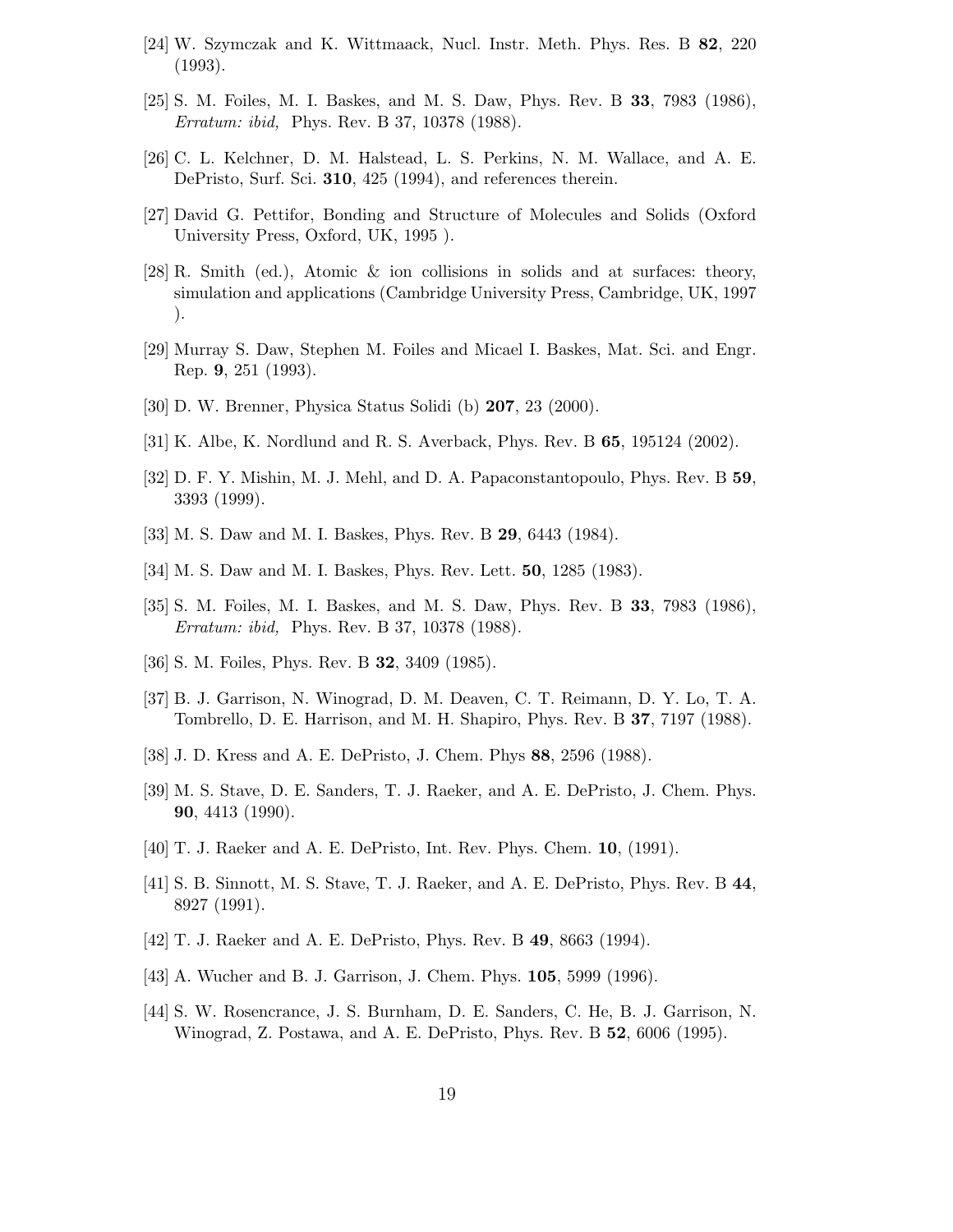[24] W. Szymczak and K. Wittmaack, Nucl. Instr. Meth. Phys. Res. B **82**, 220 (1993).

[25] S. M. Foiles, M. I. Baskes, and M. S. Daw, Phys. Rev. B **33**, 7983 (1986), *Erratum: ibid,* Phys. Rev. B 37, 10378 (1988).

[26] C. L. Kelchner, D. M. Halstead, L. S. Perkins, N. M. Wallace, and A. E. DePristo, Surf. Sci. **310**, 425 (1994), and references therein.

[27] David G. Pettifor, Bonding and Structure of Molecules and Solids (Oxford University Press, Oxford, UK, 1995 ).

[28] R. Smith (ed.), Atomic & ion collisions in solids and at surfaces: theory, simulation and applications (Cambridge University Press, Cambridge, UK, 1997 ).

[29] Murray S. Daw, Stephen M. Foiles and Micael I. Baskes, Mat. Sci. and Engr. Rep. **9**, 251 (1993).

[30] D. W. Brenner, Physica Status Solidi (b) **207**, 23 (2000).

[31] K. Albe, K. Nordlund and R. S. Averback, Phys. Rev. B **65**, 195124 (2002).

[32] D. F. Y. Mishin, M. J. Mehl, and D. A. Papaconstantopoulo, Phys. Rev. B **59**, 3393 (1999).

[33] M. S. Daw and M. I. Baskes, Phys. Rev. B **29**, 6443 (1984).

[34] M. S. Daw and M. I. Baskes, Phys. Rev. Lett. **50**, 1285 (1983).

[35] S. M. Foiles, M. I. Baskes, and M. S. Daw, Phys. Rev. B **33**, 7983 (1986), *Erratum: ibid,* Phys. Rev. B 37, 10378 (1988).

[36] S. M. Foiles, Phys. Rev. B **32**, 3409 (1985).

[37] B. J. Garrison, N. Winograd, D. M. Deaven, C. T. Reimann, D. Y. Lo, T. A. Tombrello, D. E. Harrison, and M. H. Shapiro, Phys. Rev. B **37**, 7197 (1988).

[38] J. D. Kress and A. E. DePristo, J. Chem. Phys **88**, 2596 (1988).

[39] M. S. Stave, D. E. Sanders, T. J. Raeker, and A. E. DePristo, J. Chem. Phys. **90**, 4413 (1990).

[40] T. J. Raeker and A. E. DePristo, Int. Rev. Phys. Chem. **10**, (1991).

[41] S. B. Sinnott, M. S. Stave, T. J. Raeker, and A. E. DePristo, Phys. Rev. B **44**, 8927 (1991).

[42] T. J. Raeker and A. E. DePristo, Phys. Rev. B **49**, 8663 (1994).

[43] A. Wucher and B. J. Garrison, J. Chem. Phys. **105**, 5999 (1996).

[44] S. W. Rosencrance, J. S. Burnham, D. E. Sanders, C. He, B. J. Garrison, N. Winograd, Z. Postawa, and A. E. DePristo, Phys. Rev. B **52**, 6006 (1995).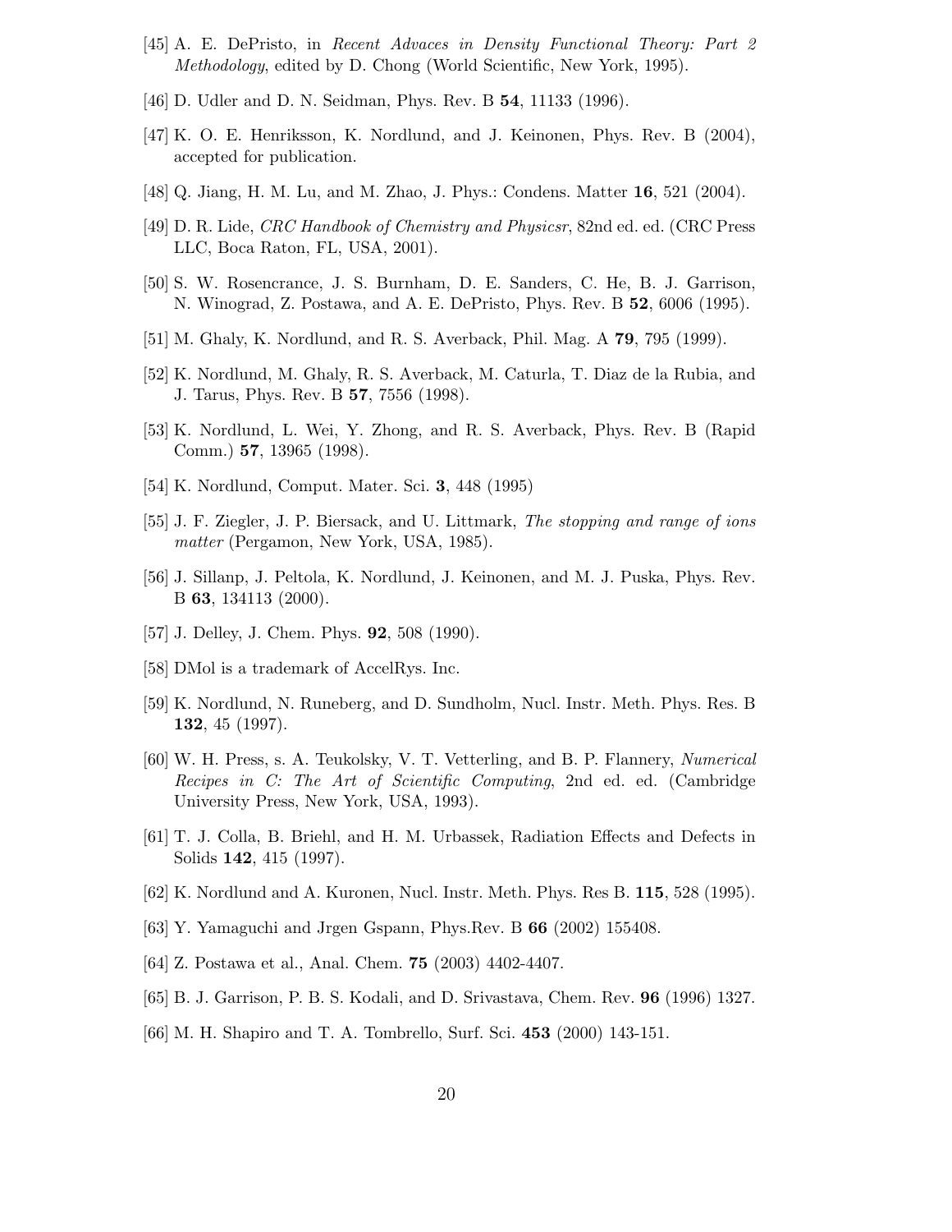[45] A. E. DePristo, in *Recent Advaces in Density Functional Theory: Part 2 Methodology*, edited by D. Chong (World Scientific, New York, 1995).

[46] D. Udler and D. N. Seidman, Phys. Rev. B **54**, 11133 (1996).

[47] K. O. E. Henriksson, K. Nordlund, and J. Keinonen, Phys. Rev. B (2004), accepted for publication.

[48] Q. Jiang, H. M. Lu, and M. Zhao, J. Phys.: Condens. Matter **16**, 521 (2004).

[49] D. R. Lide, *CRC Handbook of Chemistry and Physicsr*, 82nd ed. ed. (CRC Press LLC, Boca Raton, FL, USA, 2001).

[50] S. W. Rosencrance, J. S. Burnham, D. E. Sanders, C. He, B. J. Garrison, N. Winograd, Z. Postawa, and A. E. DePristo, Phys. Rev. B **52**, 6006 (1995).

[51] M. Ghaly, K. Nordlund, and R. S. Averback, Phil. Mag. A **79**, 795 (1999).

[52] K. Nordlund, M. Ghaly, R. S. Averback, M. Caturla, T. Diaz de la Rubia, and J. Tarus, Phys. Rev. B **57**, 7556 (1998).

[53] K. Nordlund, L. Wei, Y. Zhong, and R. S. Averback, Phys. Rev. B (Rapid Comm.) **57**, 13965 (1998).

[54] K. Nordlund, Comput. Mater. Sci. **3**, 448 (1995)

[55] J. F. Ziegler, J. P. Biersack, and U. Littmark, *The stopping and range of ions matter* (Pergamon, New York, USA, 1985).

[56] J. Sillanp, J. Peltola, K. Nordlund, J. Keinonen, and M. J. Puska, Phys. Rev. B **63**, 134113 (2000).

[57] J. Delley, J. Chem. Phys. **92**, 508 (1990).

[58] DMol is a trademark of AccelRys. Inc.

[59] K. Nordlund, N. Runeberg, and D. Sundholm, Nucl. Instr. Meth. Phys. Res. B **132**, 45 (1997).

[60] W. H. Press, s. A. Teukolsky, V. T. Vetterling, and B. P. Flannery, *Numerical Recipes in C: The Art of Scientific Computing*, 2nd ed. ed. (Cambridge University Press, New York, USA, 1993).

[61] T. J. Colla, B. Briehl, and H. M. Urbassek, Radiation Effects and Defects in Solids **142**, 415 (1997).

[62] K. Nordlund and A. Kuronen, Nucl. Instr. Meth. Phys. Res B. **115**, 528 (1995).

[63] Y. Yamaguchi and Jrgen Gspann, Phys.Rev. B **66** (2002) 155408.

[64] Z. Postawa et al., Anal. Chem. **75** (2003) 4402-4407.

[65] B. J. Garrison, P. B. S. Kodali, and D. Srivastava, Chem. Rev. **96** (1996) 1327.

[66] M. H. Shapiro and T. A. Tombrello, Surf. Sci. **453** (2000) 143-151.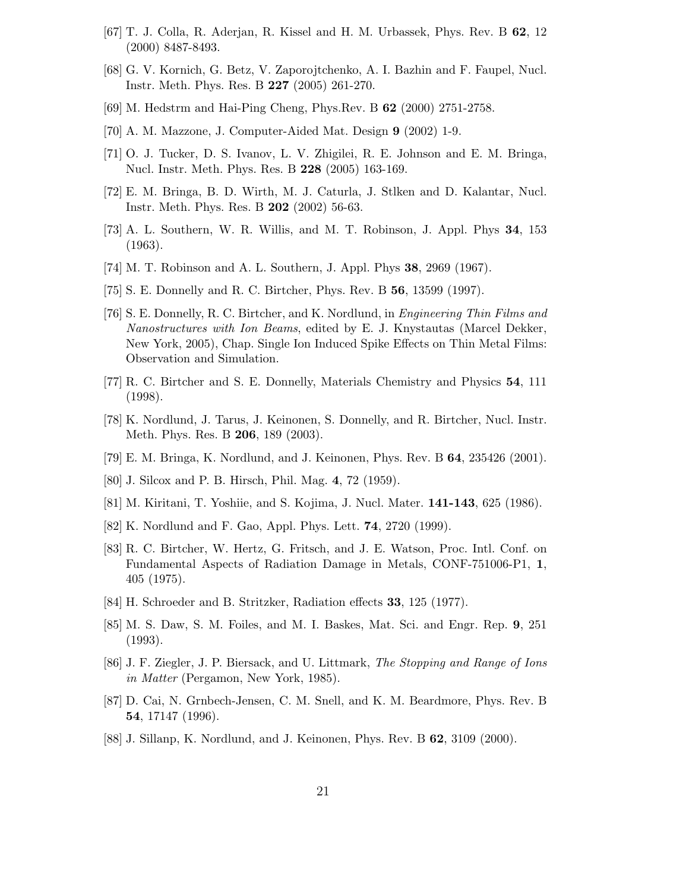[67] T. J. Colla, R. Aderjan, R. Kissel and H. M. Urbassek, Phys. Rev. B **62**, 12 (2000) 8487-8493.

[68] G. V. Kornich, G. Betz, V. Zaporojtchenko, A. I. Bazhin and F. Faupel, Nucl. Instr. Meth. Phys. Res. B **227** (2005) 261-270.

[69] M. Hedstrm and Hai-Ping Cheng, Phys.Rev. B **62** (2000) 2751-2758.

[70] A. M. Mazzone, J. Computer-Aided Mat. Design **9** (2002) 1-9.

[71] O. J. Tucker, D. S. Ivanov, L. V. Zhigilei, R. E. Johnson and E. M. Bringa, Nucl. Instr. Meth. Phys. Res. B **228** (2005) 163-169.

[72] E. M. Bringa, B. D. Wirth, M. J. Caturla, J. Stlken and D. Kalantar, Nucl. Instr. Meth. Phys. Res. B **202** (2002) 56-63.

[73] A. L. Southern, W. R. Willis, and M. T. Robinson, J. Appl. Phys **34**, 153 (1963).

[74] M. T. Robinson and A. L. Southern, J. Appl. Phys **38**, 2969 (1967).

[75] S. E. Donnelly and R. C. Birtcher, Phys. Rev. B **56**, 13599 (1997).

[76] S. E. Donnelly, R. C. Birtcher, and K. Nordlund, in *Engineering Thin Films and Nanostructures with Ion Beams*, edited by E. J. Knystautas (Marcel Dekker, New York, 2005), Chap. Single Ion Induced Spike Effects on Thin Metal Films: Observation and Simulation.

[77] R. C. Birtcher and S. E. Donnelly, Materials Chemistry and Physics **54**, 111 (1998).

[78] K. Nordlund, J. Tarus, J. Keinonen, S. Donnelly, and R. Birtcher, Nucl. Instr. Meth. Phys. Res. B **206**, 189 (2003).

[79] E. M. Bringa, K. Nordlund, and J. Keinonen, Phys. Rev. B **64**, 235426 (2001).

[80] J. Silcox and P. B. Hirsch, Phil. Mag. **4**, 72 (1959).

[81] M. Kiritani, T. Yoshiie, and S. Kojima, J. Nucl. Mater. **141-143**, 625 (1986).

[82] K. Nordlund and F. Gao, Appl. Phys. Lett. **74**, 2720 (1999).

[83] R. C. Birtcher, W. Hertz, G. Fritsch, and J. E. Watson, Proc. Intl. Conf. on Fundamental Aspects of Radiation Damage in Metals, CONF-751006-P1, **1**, 405 (1975).

[84] H. Schroeder and B. Stritzker, Radiation effects **33**, 125 (1977).

[85] M. S. Daw, S. M. Foiles, and M. I. Baskes, Mat. Sci. and Engr. Rep. **9**, 251 (1993).

[86] J. F. Ziegler, J. P. Biersack, and U. Littmark, *The Stopping and Range of Ions in Matter* (Pergamon, New York, 1985).

[87] D. Cai, N. Grnbech-Jensen, C. M. Snell, and K. M. Beardmore, Phys. Rev. B **54**, 17147 (1996).

[88] J. Sillanp, K. Nordlund, and J. Keinonen, Phys. Rev. B **62**, 3109 (2000).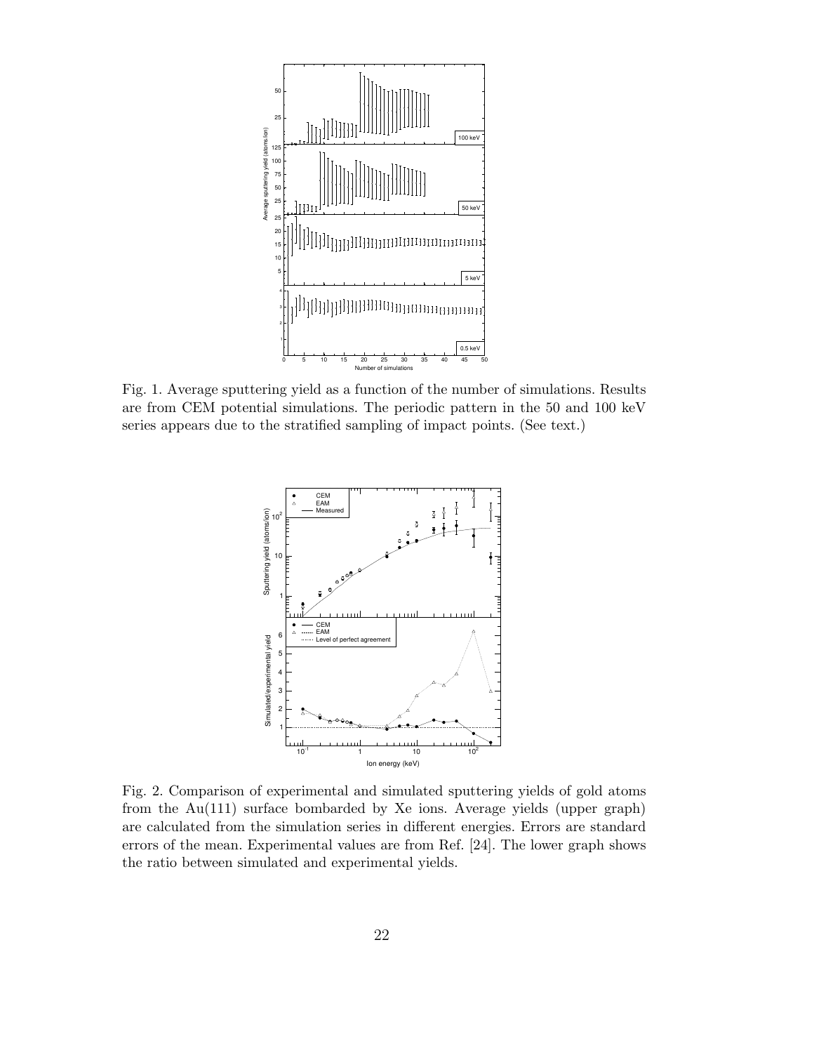Fig. 1. Average sputtering yield as a function of the number of simulations. Results are from CEM potential simulations. The periodic pattern in the 50 and 100 keV series appears due to the stratified sampling of impact points. (See text.)

Fig. 2. Comparison of experimental and simulated sputtering yields of gold atoms from the Au(111) surface bombarded by Xe ions. Average yields (upper graph) are calculated from the simulation series in different energies. Errors are standard errors of the mean. Experimental values are from Ref. [24]. The lower graph shows the ratio between simulated and experimental yields.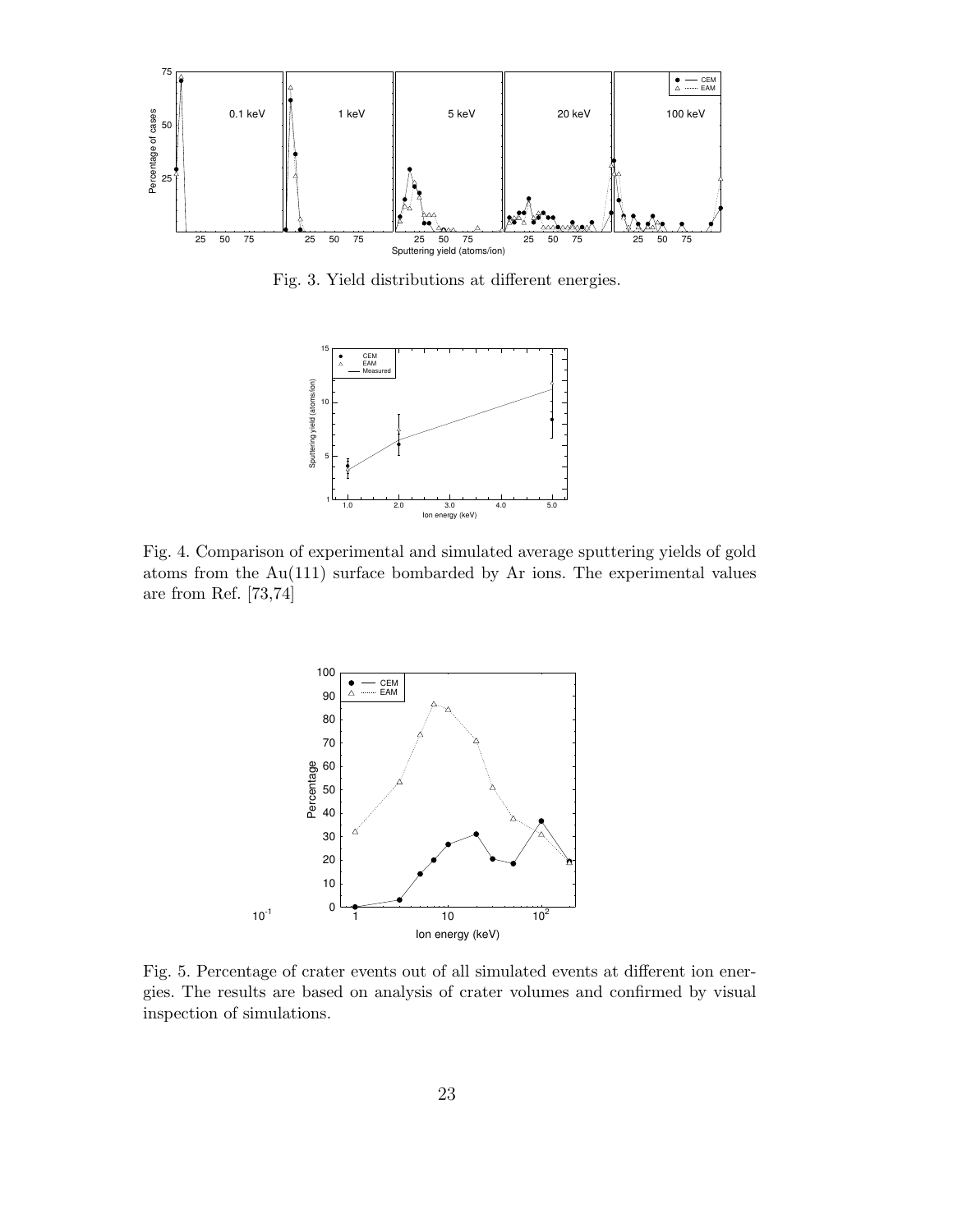Fig. 3. Yield distributions at different energies.

Fig. 4. Comparison of experimental and simulated average sputtering yields of gold atoms from the Au(111) surface bombarded by Ar ions. The experimental values are from Ref. [73,74]

Fig. 5. Percentage of crater events out of all simulated events at different ion energies. The results are based on analysis of crater volumes and confirmed by visual inspection of simulations.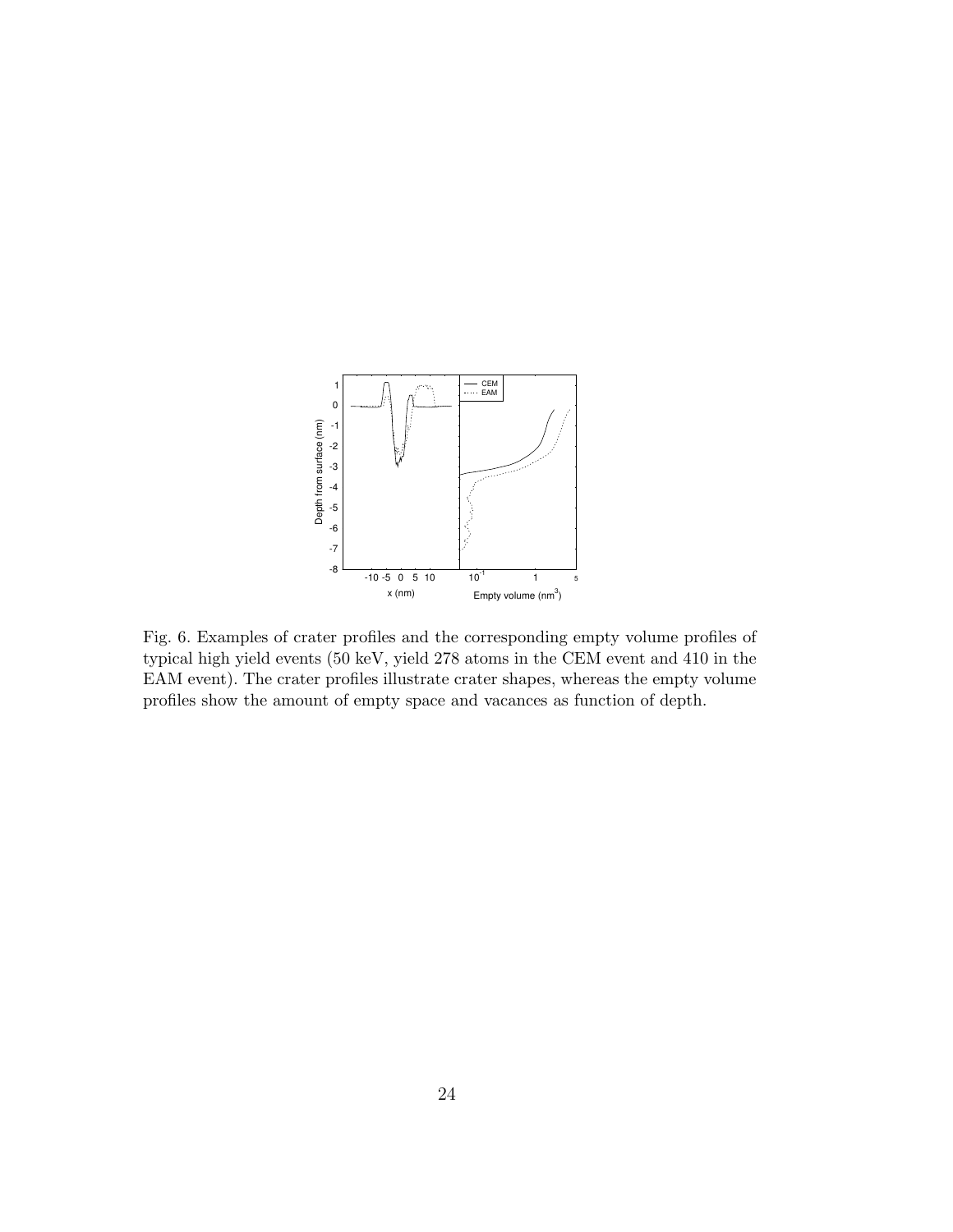Fig. 6. Examples of crater profiles and the corresponding empty volume profiles of typical high yield events (50 keV, yield 278 atoms in the CEM event and 410 in the EAM event). The crater profiles illustrate crater shapes, whereas the empty volume profiles show the amount of empty space and vacances as function of depth.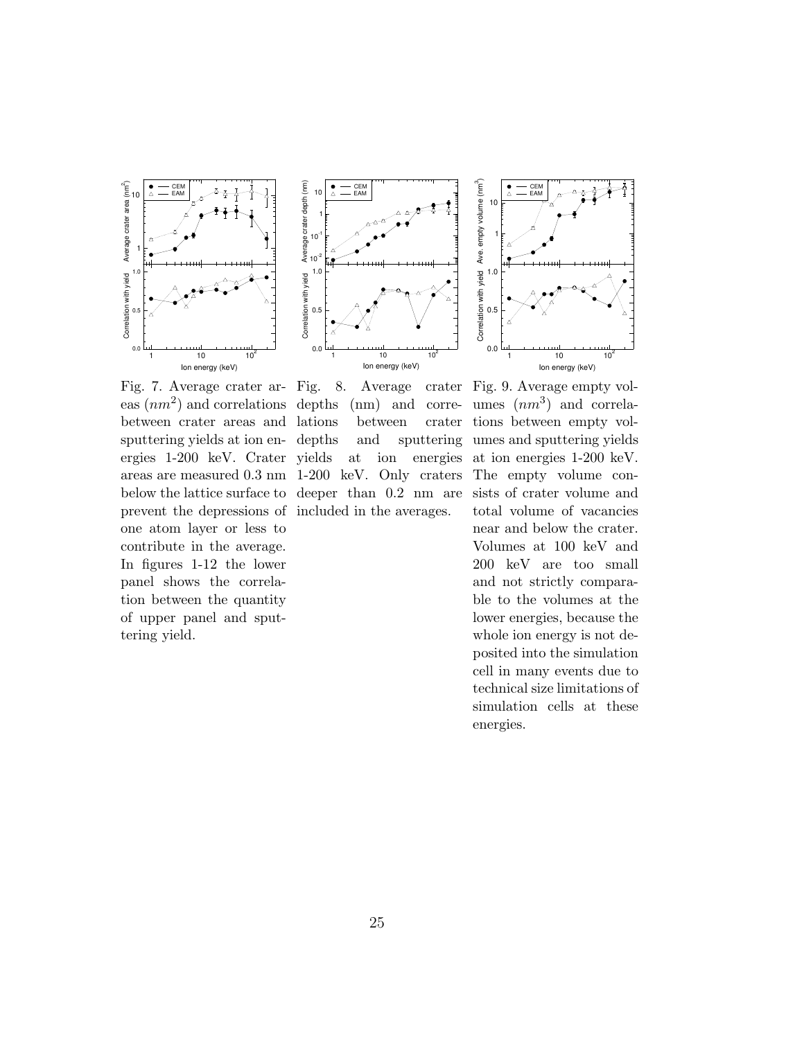Fig. 7. Average crater areas ($nm^2$) and correlations between crater areas and sputtering yields at ion energies 1-200 keV. Crater areas are measured 0.3 nm below the lattice surface to prevent the depressions of one atom layer or less to contribute in the average. In figures 1-12 the lower panel shows the correlation between the quantity of upper panel and sputtering yield.

Fig. 8. Average crater depths (nm) and correlations between crater depths and sputtering yields at ion energies 1-200 keV. Only craters deeper than 0.2 nm are included in the averages.

Fig. 9. Average empty volumes ($nm^3$) and correlations between empty volumes and sputtering yields at ion energies 1-200 keV. The empty volume consists of crater volume and total volume of vacancies near and below the crater. Volumes at 100 keV and 200 keV are too small and not strictly comparable to the volumes at the lower energies, because the whole ion energy is not deposited into the simulation cell in many events due to technical size limitations of simulation cells at these energies.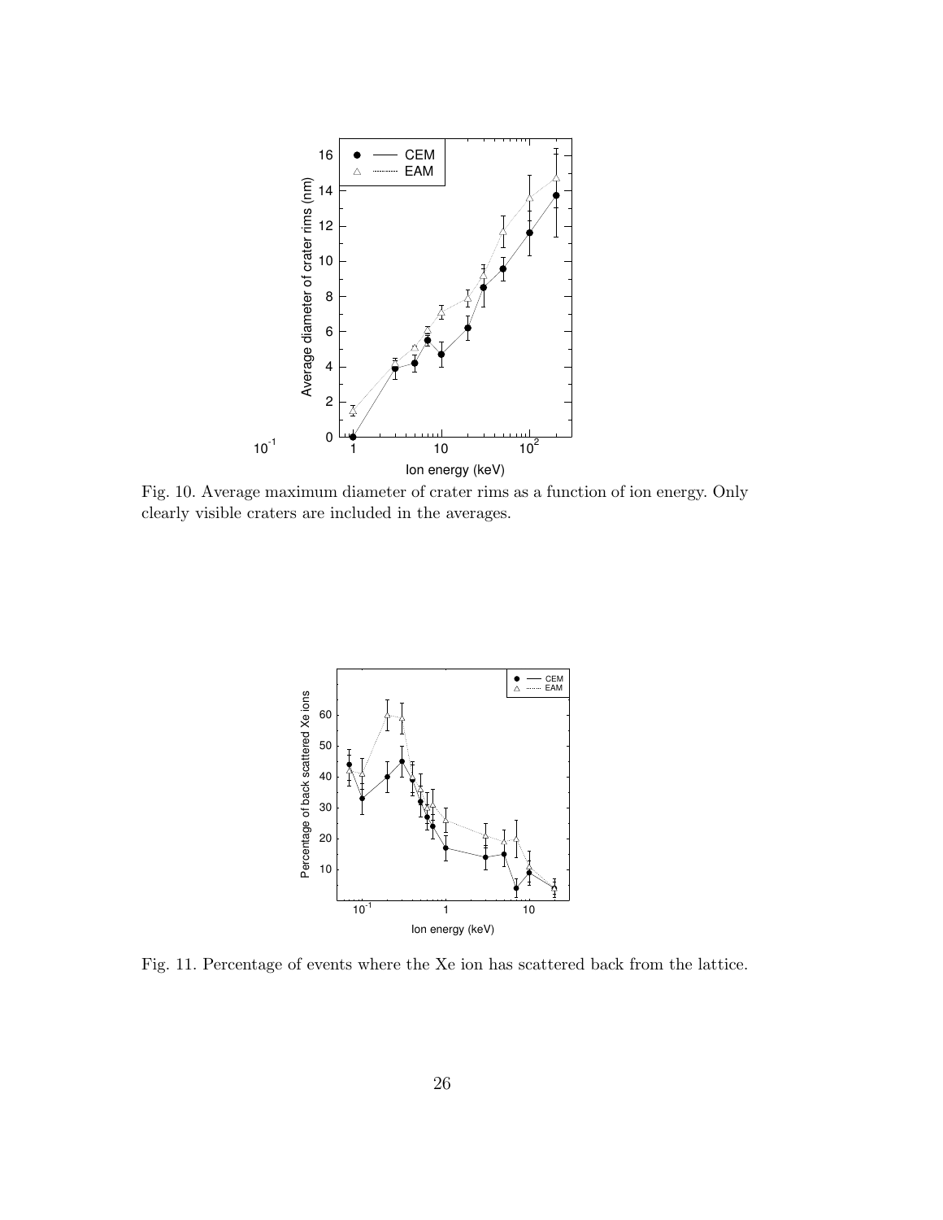Fig. 10. Average maximum diameter of crater rims as a function of ion energy. Only clearly visible craters are included in the averages.

Fig. 11. Percentage of events where the Xe ion has scattered back from the lattice.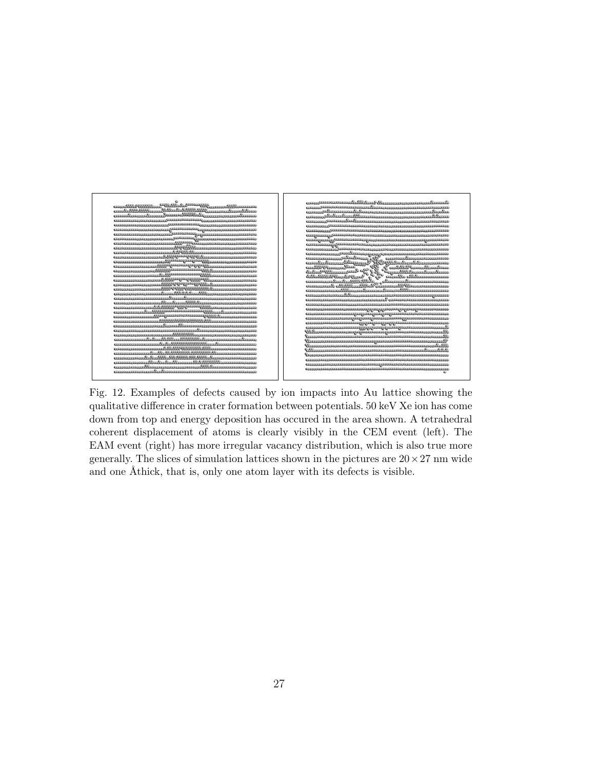Fig. 12. Examples of defects caused by ion impacts into Au lattice showing the qualitative difference in crater formation between potentials. 50 keV Xe ion has come down from top and energy deposition has occured in the area shown. A tetrahedral coherent displacement of atoms is clearly visibly in the CEM event (left). The EAM event (right) has more irregular vacancy distribution, which is also true more generally. The slices of simulation lattices shown in the pictures are $20 \times 27$ nm wide and one Åthick, that is, only one atom layer with its defects is visible.